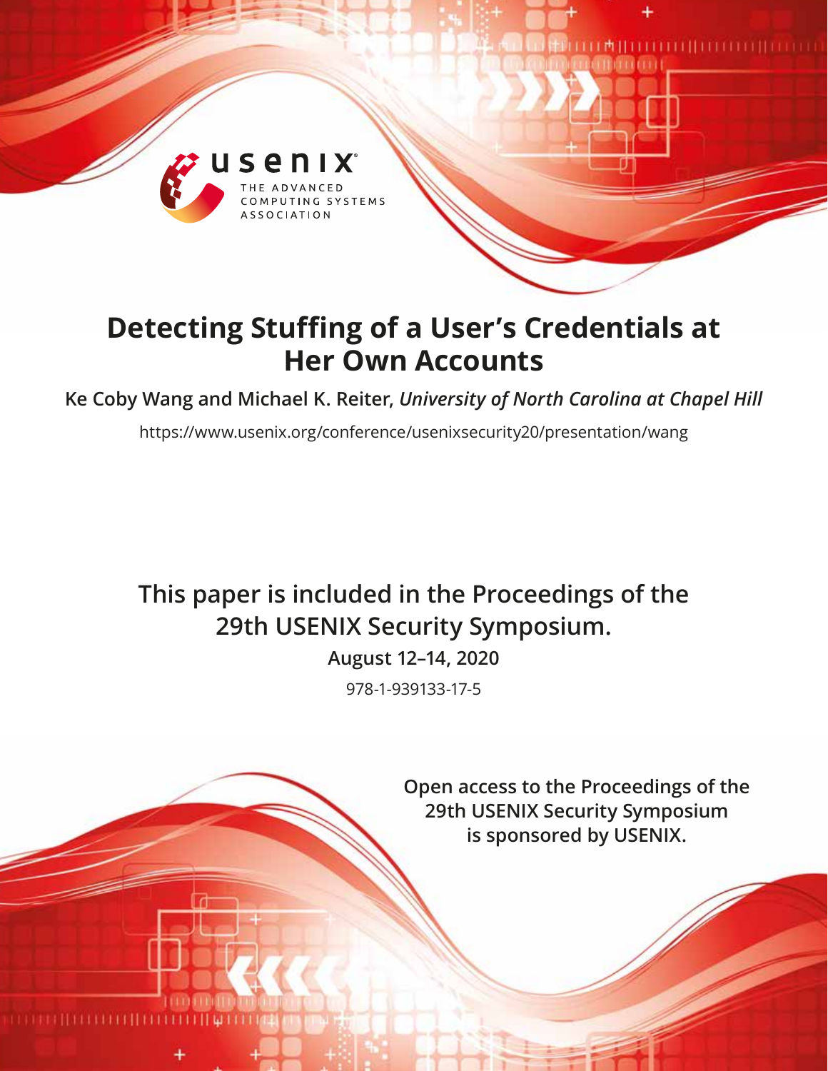# Detecting Stuffing of a User's Credentials at Her Own Accounts

**Ke Coby Wang and Michael K. Reiter,** ***University of North Carolina at Chapel Hill***

https://www.usenix.org/conference/usenixsecurity20/presentation/wang

**This paper is included in the Proceedings of the 29th USENIX Security Symposium.**

**August 12–14, 2020**

978-1-939133-17-5

**Open access to the Proceedings of the 29th USENIX Security Symposium is sponsored by USENIX.**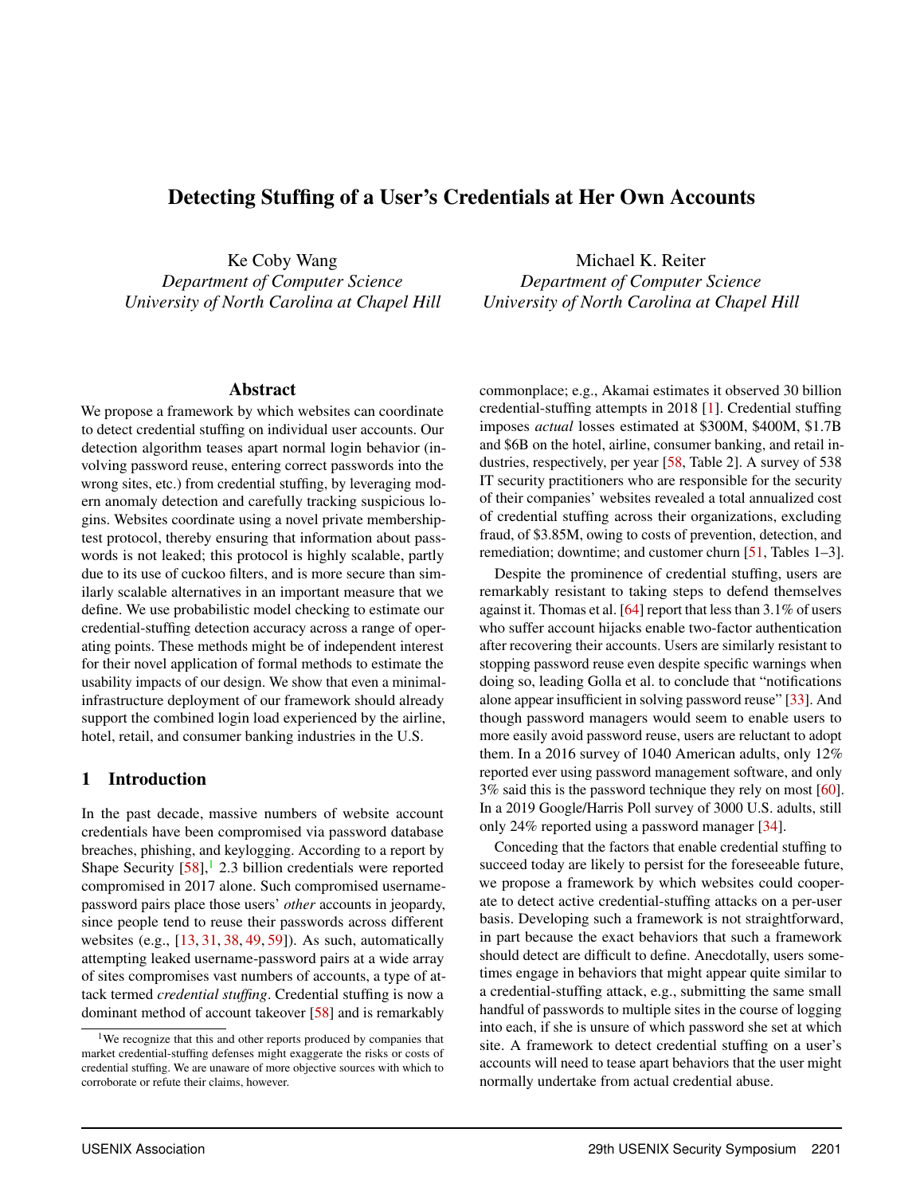# Detecting Stuffing of a User's Credentials at Her Own Accounts

Ke Coby Wang
*Department of Computer Science*
*University of North Carolina at Chapel Hill*

Michael K. Reiter
*Department of Computer Science*
*University of North Carolina at Chapel Hill*

## Abstract

We propose a framework by which websites can coordinate to detect credential stuffing on individual user accounts. Our detection algorithm teases apart normal login behavior (involving password reuse, entering correct passwords into the wrong sites, etc.) from credential stuffing, by leveraging modern anomaly detection and carefully tracking suspicious logins. Websites coordinate using a novel private membership-test protocol, thereby ensuring that information about passwords is not leaked; this protocol is highly scalable, partly due to its use of cuckoo filters, and is more secure than similarly scalable alternatives in an important measure that we define. We use probabilistic model checking to estimate our credential-stuffing detection accuracy across a range of operating points. These methods might be of independent interest for their novel application of formal methods to estimate the usability impacts of our design. We show that even a minimal-infrastructure deployment of our framework should already support the combined login load experienced by the airline, hotel, retail, and consumer banking industries in the U.S.

## 1 Introduction

In the past decade, massive numbers of website account credentials have been compromised via password database breaches, phishing, and keylogging. According to a report by Shape Security [58],[1] 2.3 billion credentials were reported compromised in 2017 alone. Such compromised username-password pairs place those users' *other* accounts in jeopardy, since people tend to reuse their passwords across different websites (e.g., [13, 31, 38, 49, 59]). As such, automatically attempting leaked username-password pairs at a wide array of sites compromises vast numbers of accounts, a type of attack termed *credential stuffing*. Credential stuffing is now a dominant method of account takeover [58] and is remarkably commonplace; e.g., Akamai estimates it observed 30 billion credential-stuffing attempts in 2018 [1]. Credential stuffing imposes *actual* losses estimated at \$300M, \$400M, \$1.7B and \$6B on the hotel, airline, consumer banking, and retail industries, respectively, per year [58, Table 2]. A survey of 538 IT security practitioners who are responsible for the security of their companies' websites revealed a total annualized cost of credential stuffing across their organizations, excluding fraud, of \$3.85M, owing to costs of prevention, detection, and remediation; downtime; and customer churn [51, Tables 1–3].

Despite the prominence of credential stuffing, users are remarkably resistant to taking steps to defend themselves against it. Thomas et al. [64] report that less than 3.1% of users who suffer account hijacks enable two-factor authentication after recovering their accounts. Users are similarly resistant to stopping password reuse even despite specific warnings when doing so, leading Golla et al. to conclude that "notifications alone appear insufficient in solving password reuse" [33]. And though password managers would seem to enable users to more easily avoid password reuse, users are reluctant to adopt them. In a 2016 survey of 1040 American adults, only 12% reported ever using password management software, and only 3% said this is the password technique they rely on most [60]. In a 2019 Google/Harris Poll survey of 3000 U.S. adults, still only 24% reported using a password manager [34].

Conceding that the factors that enable credential stuffing to succeed today are likely to persist for the foreseeable future, we propose a framework by which websites could cooperate to detect active credential-stuffing attacks on a per-user basis. Developing such a framework is not straightforward, in part because the exact behaviors that such a framework should detect are difficult to define. Anecdotally, users sometimes engage in behaviors that might appear quite similar to a credential-stuffing attack, e.g., submitting the same small handful of passwords to multiple sites in the course of logging into each, if she is unsure of which password she set at which site. A framework to detect credential stuffing on a user's accounts will need to tease apart behaviors that the user might normally undertake from actual credential abuse.

[1] We recognize that this and other reports produced by companies that market credential-stuffing defenses might exaggerate the risks or costs of credential stuffing. We are unaware of more objective sources with which to corroborate or refute their claims, however.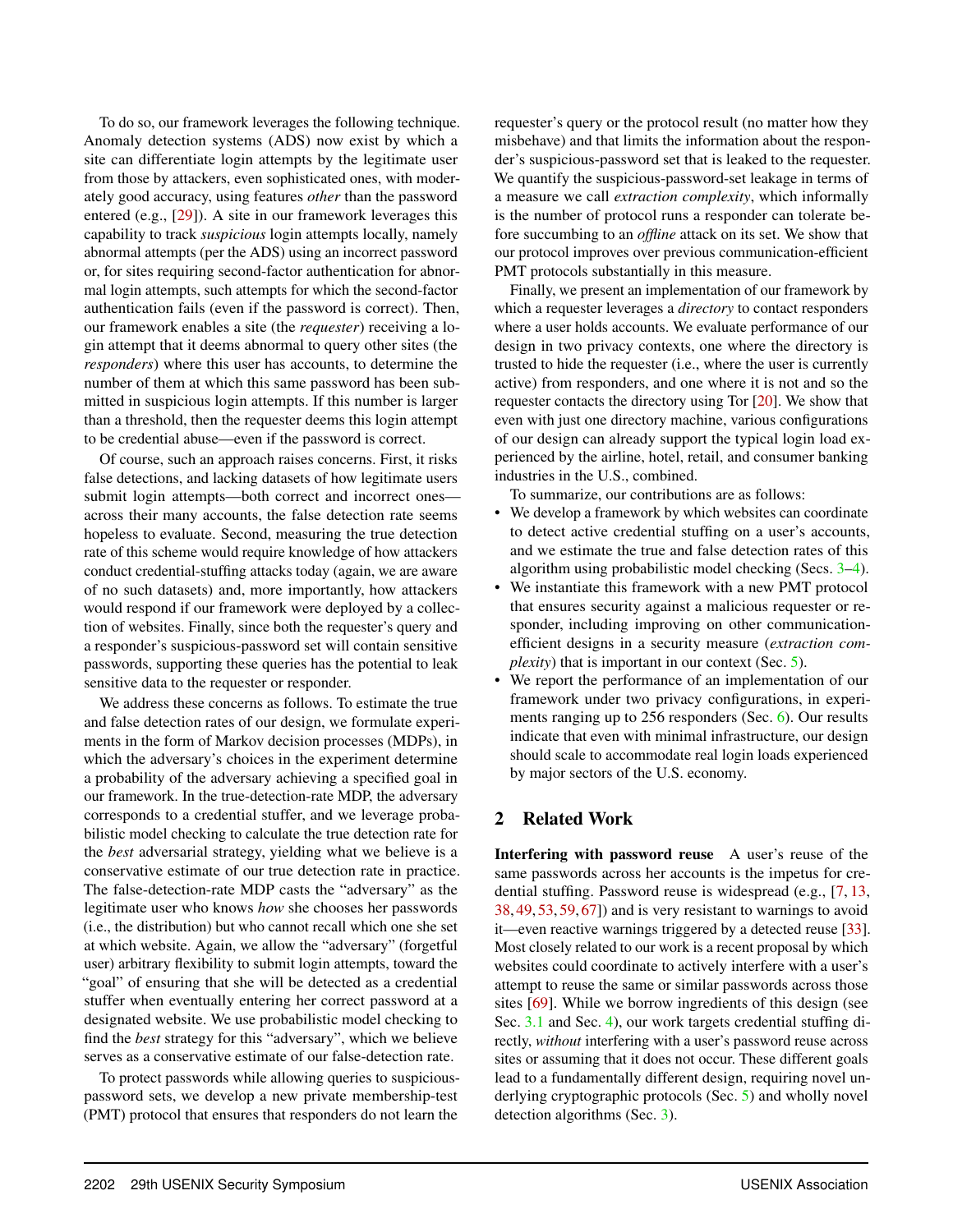To do so, our framework leverages the following technique. Anomaly detection systems (ADS) now exist by which a site can differentiate login attempts by the legitimate user from those by attackers, even sophisticated ones, with moderately good accuracy, using features *other* than the password entered (e.g., [29]). A site in our framework leverages this capability to track *suspicious* login attempts locally, namely abnormal attempts (per the ADS) using an incorrect password or, for sites requiring second-factor authentication for abnormal login attempts, such attempts for which the second-factor authentication fails (even if the password is correct). Then, our framework enables a site (the *requester*) receiving a login attempt that it deems abnormal to query other sites (the *responders*) where this user has accounts, to determine the number of them at which this same password has been submitted in suspicious login attempts. If this number is larger than a threshold, then the requester deems this login attempt to be credential abuse—even if the password is correct.

Of course, such an approach raises concerns. First, it risks false detections, and lacking datasets of how legitimate users submit login attempts—both correct and incorrect ones—across their many accounts, the false detection rate seems hopeless to evaluate. Second, measuring the true detection rate of this scheme would require knowledge of how attackers conduct credential-stuffing attacks today (again, we are aware of no such datasets) and, more importantly, how attackers would respond if our framework were deployed by a collection of websites. Finally, since both the requester's query and a responder's suspicious-password set will contain sensitive passwords, supporting these queries has the potential to leak sensitive data to the requester or responder.

We address these concerns as follows. To estimate the true and false detection rates of our design, we formulate experiments in the form of Markov decision processes (MDPs), in which the adversary's choices in the experiment determine a probability of the adversary achieving a specified goal in our framework. In the true-detection-rate MDP, the adversary corresponds to a credential stuffer, and we leverage probabilistic model checking to calculate the true detection rate for the *best* adversarial strategy, yielding what we believe is a conservative estimate of our true detection rate in practice. The false-detection-rate MDP casts the "adversary" as the legitimate user who knows *how* she chooses her passwords (i.e., the distribution) but who cannot recall which one she set at which website. Again, we allow the "adversary" (forgetful user) arbitrary flexibility to submit login attempts, toward the "goal" of ensuring that she will be detected as a credential stuffer when eventually entering her correct password at a designated website. We use probabilistic model checking to find the *best* strategy for this "adversary", which we believe serves as a conservative estimate of our false-detection rate.

To protect passwords while allowing queries to suspicious-password sets, we develop a new private membership-test (PMT) protocol that ensures that responders do not learn the requester's query or the protocol result (no matter how they misbehave) and that limits the information about the responder's suspicious-password set that is leaked to the requester. We quantify the suspicious-password-set leakage in terms of a measure we call *extraction complexity*, which informally is the number of protocol runs a responder can tolerate before succumbing to an *offline* attack on its set. We show that our protocol improves over previous communication-efficient PMT protocols substantially in this measure.

Finally, we present an implementation of our framework by which a requester leverages a *directory* to contact responders where a user holds accounts. We evaluate performance of our design in two privacy contexts, one where the directory is trusted to hide the requester (i.e., where the user is currently active) from responders, and one where it is not and so the requester contacts the directory using Tor [20]. We show that even with just one directory machine, various configurations of our design can already support the typical login load experienced by the airline, hotel, retail, and consumer banking industries in the U.S., combined.

To summarize, our contributions are as follows:

- We develop a framework by which websites can coordinate to detect active credential stuffing on a user's accounts, and we estimate the true and false detection rates of this algorithm using probabilistic model checking (Secs. 3–4).
- We instantiate this framework with a new PMT protocol that ensures security against a malicious requester or responder, including improving on other communication-efficient designs in a security measure (*extraction complexity*) that is important in our context (Sec. 5).
- We report the performance of an implementation of our framework under two privacy configurations, in experiments ranging up to 256 responders (Sec. 6). Our results indicate that even with minimal infrastructure, our design should scale to accommodate real login loads experienced by major sectors of the U.S. economy.

## 2 Related Work

**Interfering with password reuse** A user's reuse of the same passwords across her accounts is the impetus for credential stuffing. Password reuse is widespread (e.g., [7, 13, 38, 49, 53, 59, 67]) and is very resistant to warnings to avoid it—even reactive warnings triggered by a detected reuse [33]. Most closely related to our work is a recent proposal by which websites could coordinate to actively interfere with a user's attempt to reuse the same or similar passwords across those sites [69]. While we borrow ingredients of this design (see Sec. 3.1 and Sec. 4), our work targets credential stuffing directly, *without* interfering with a user's password reuse across sites or assuming that it does not occur. These different goals lead to a fundamentally different design, requiring novel underlying cryptographic protocols (Sec. 5) and wholly novel detection algorithms (Sec. 3).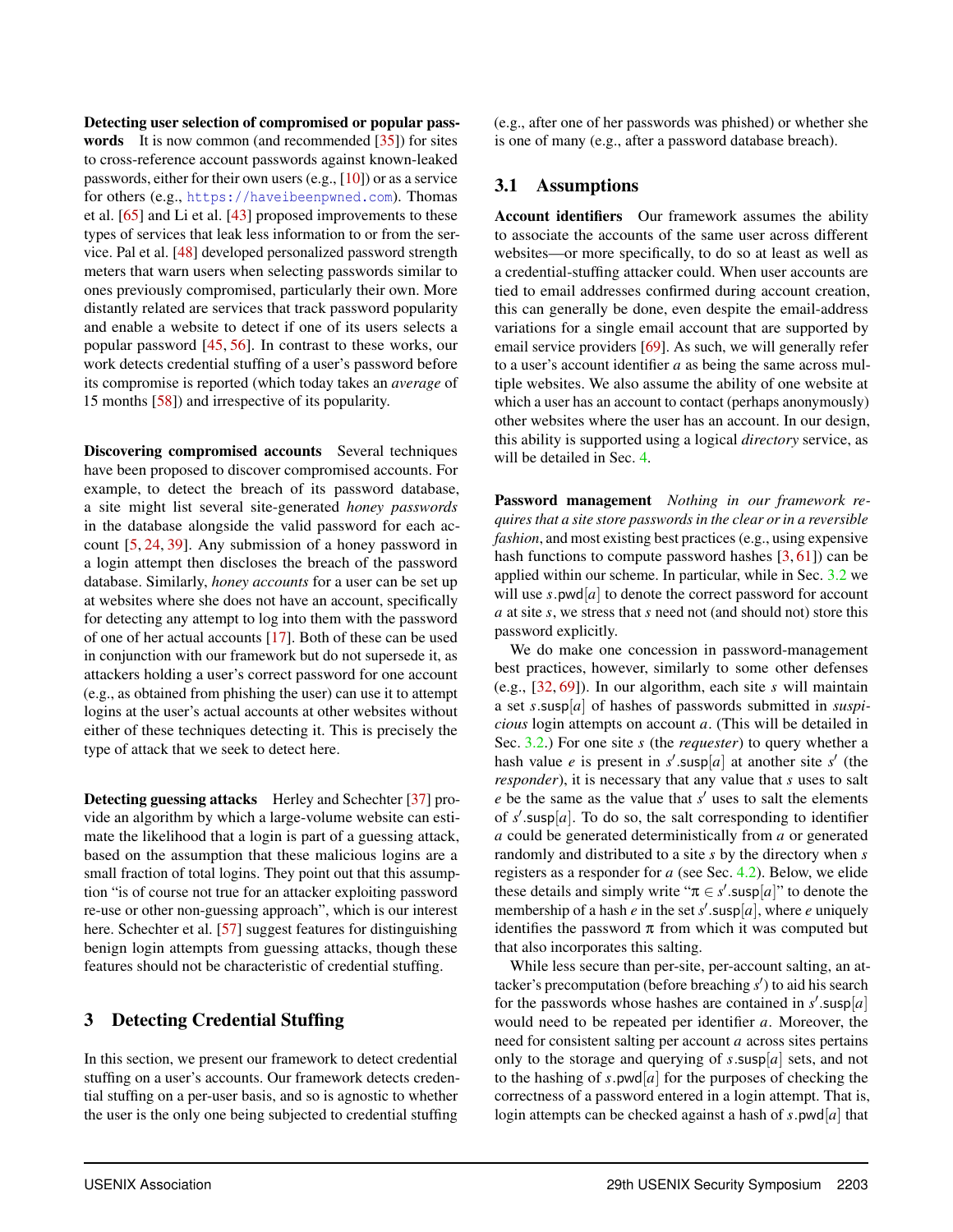**Detecting user selection of compromised or popular passwords** It is now common (and recommended [35]) for sites to cross-reference account passwords against known-leaked passwords, either for their own users (e.g., [10]) or as a service for others (e.g., https://haveibeenpwned.com). Thomas et al. [65] and Li et al. [43] proposed improvements to these types of services that leak less information to or from the service. Pal et al. [48] developed personalized password strength meters that warn users when selecting passwords similar to ones previously compromised, particularly their own. More distantly related are services that track password popularity and enable a website to detect if one of its users selects a popular password [45, 56]. In contrast to these works, our work detects credential stuffing of a user's password before its compromise is reported (which today takes an *average* of 15 months [58]) and irrespective of its popularity.

**Discovering compromised accounts** Several techniques have been proposed to discover compromised accounts. For example, to detect the breach of its password database, a site might list several site-generated *honey passwords* in the database alongside the valid password for each account [5, 24, 39]. Any submission of a honey password in a login attempt then discloses the breach of the password database. Similarly, *honey accounts* for a user can be set up at websites where she does not have an account, specifically for detecting any attempt to log into them with the password of one of her actual accounts [17]. Both of these can be used in conjunction with our framework but do not supersede it, as attackers holding a user's correct password for one account (e.g., as obtained from phishing the user) can use it to attempt logins at the user's actual accounts at other websites without either of these techniques detecting it. This is precisely the type of attack that we seek to detect here.

**Detecting guessing attacks** Herley and Schechter [37] provide an algorithm by which a large-volume website can estimate the likelihood that a login is part of a guessing attack, based on the assumption that these malicious logins are a small fraction of total logins. They point out that this assumption "is of course not true for an attacker exploiting password re-use or other non-guessing approach", which is our interest here. Schechter et al. [57] suggest features for distinguishing benign login attempts from guessing attacks, though these features should not be characteristic of credential stuffing.

# 3 Detecting Credential Stuffing

In this section, we present our framework to detect credential stuffing on a user's accounts. Our framework detects credential stuffing on a per-user basis, and so is agnostic to whether the user is the only one being subjected to credential stuffing (e.g., after one of her passwords was phished) or whether she is one of many (e.g., after a password database breach).

## 3.1 Assumptions

**Account identifiers** Our framework assumes the ability to associate the accounts of the same user across different websites—or more specifically, to do so at least as well as a credential-stuffing attacker could. When user accounts are tied to email addresses confirmed during account creation, this can generally be done, even despite the email-address variations for a single email account that are supported by email service providers [69]. As such, we will generally refer to a user's account identifier $a$ as being the same across multiple websites. We also assume the ability of one website at which a user has an account to contact (perhaps anonymously) other websites where the user has an account. In our design, this ability is supported using a logical *directory* service, as will be detailed in Sec. 4.

**Password management** *Nothing in our framework requires that a site store passwords in the clear or in a reversible fashion*, and most existing best practices (e.g., using expensive hash functions to compute password hashes [3, 61]) can be applied within our scheme. In particular, while in Sec. 3.2 we will use $s.\mathsf{pwd}[a]$ to denote the correct password for account $a$ at site $s$, we stress that $s$ need not (and should not) store this password explicitly.

We do make one concession in password-management best practices, however, similarly to some other defenses (e.g., [32, 69]). In our algorithm, each site $s$ will maintain a set $s.\mathsf{susp}[a]$ of hashes of passwords submitted in *suspicious* login attempts on account $a$. (This will be detailed in Sec. 3.2.) For one site $s$ (the *requester*) to query whether a hash value $e$ is present in $s'.\mathsf{susp}[a]$ at another site $s'$ (the *responder*), it is necessary that any value that $s$ uses to salt $e$ be the same as the value that $s'$ uses to salt the elements of $s'.\mathsf{susp}[a]$. To do so, the salt corresponding to identifier $a$ could be generated deterministically from $a$ or generated randomly and distributed to a site $s$ by the directory when $s$ registers as a responder for $a$ (see Sec. 4.2). Below, we elide these details and simply write "$\pi \in s'.\mathsf{susp}[a]$" to denote the membership of a hash $e$ in the set $s'.\mathsf{susp}[a]$, where $e$ uniquely identifies the password $\pi$ from which it was computed but that also incorporates this salting.

While less secure than per-site, per-account salting, an attacker's precomputation (before breaching $s'$) to aid his search for the passwords whose hashes are contained in $s'.\mathsf{susp}[a]$ would need to be repeated per identifier $a$. Moreover, the need for consistent salting per account $a$ across sites pertains only to the storage and querying of $s.\mathsf{susp}[a]$ sets, and not to the hashing of $s.\mathsf{pwd}[a]$ for the purposes of checking the correctness of a password entered in a login attempt. That is, login attempts can be checked against a hash of $s.\mathsf{pwd}[a]$ that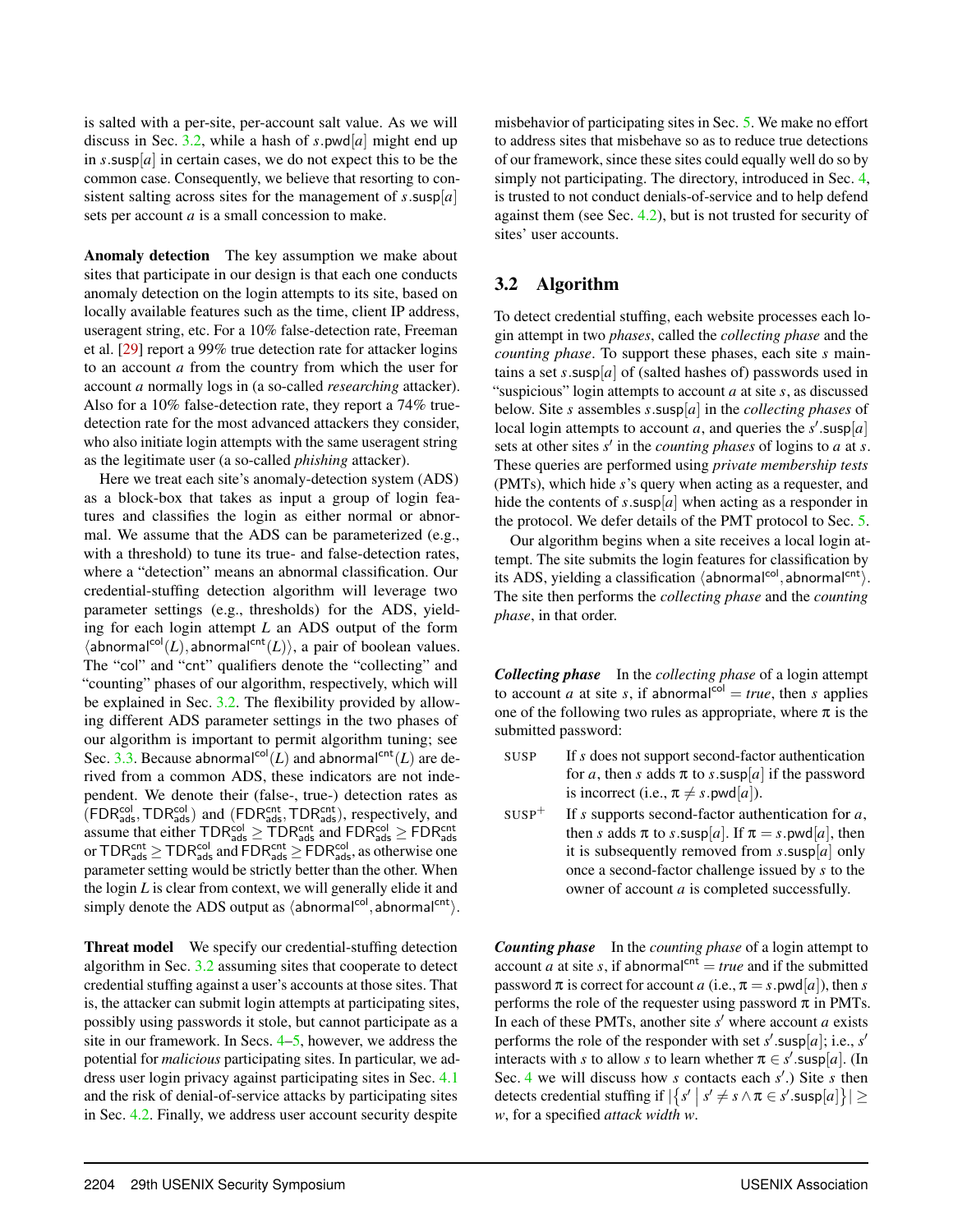is salted with a per-site, per-account salt value. As we will discuss in Sec. 3.2, while a hash of $s.\mathsf{pwd}[a]$ might end up in $s.\mathsf{susp}[a]$ in certain cases, we do not expect this to be the common case. Consequently, we believe that resorting to consistent salting across sites for the management of $s.\mathsf{susp}[a]$ sets per account $a$ is a small concession to make.

**Anomaly detection** The key assumption we make about sites that participate in our design is that each one conducts anomaly detection on the login attempts to its site, based on locally available features such as the time, client IP address, useragent string, etc. For a 10% false-detection rate, Freeman et al. [29] report a 99% true detection rate for attacker logins to an account $a$ from the country from which the user for account $a$ normally logs in (a so-called *researching* attacker). Also for a 10% false-detection rate, they report a 74% true-detection rate for the most advanced attackers they consider, who also initiate login attempts with the same useragent string as the legitimate user (a so-called *phishing* attacker).

Here we treat each site's anomaly-detection system (ADS) as a block-box that takes as input a group of login features and classifies the login as either normal or abnormal. We assume that the ADS can be parameterized (e.g., with a threshold) to tune its true- and false-detection rates, where a "detection" means an abnormal classification. Our credential-stuffing detection algorithm will leverage two parameter settings (e.g., thresholds) for the ADS, yielding for each login attempt $L$ an ADS output of the form $\langle \mathsf{abnormal}^{\mathsf{col}}(L), \mathsf{abnormal}^{\mathsf{cnt}}(L) \rangle$, a pair of boolean values. The "col" and "cnt" qualifiers denote the "collecting" and "counting" phases of our algorithm, respectively, which will be explained in Sec. 3.2. The flexibility provided by allowing different ADS parameter settings in the two phases of our algorithm is important to permit algorithm tuning; see Sec. 3.3. Because $\mathsf{abnormal}^{\mathsf{col}}(L)$ and $\mathsf{abnormal}^{\mathsf{cnt}}(L)$ are derived from a common ADS, these indicators are not independent. We denote their (false-, true-) detection rates as $(\mathsf{FDR}^{\mathsf{col}}_{\mathsf{ads}}, \mathsf{TDR}^{\mathsf{col}}_{\mathsf{ads}})$ and $(\mathsf{FDR}^{\mathsf{cnt}}_{\mathsf{ads}}, \mathsf{TDR}^{\mathsf{cnt}}_{\mathsf{ads}})$, respectively, and assume that either $\mathsf{TDR}^{\mathsf{col}}_{\mathsf{ads}} \geq \mathsf{TDR}^{\mathsf{cnt}}_{\mathsf{ads}}$ and $\mathsf{FDR}^{\mathsf{col}}_{\mathsf{ads}} \geq \mathsf{FDR}^{\mathsf{cnt}}_{\mathsf{ads}}$ or $\mathsf{TDR}^{\mathsf{cnt}}_{\mathsf{ads}} \geq \mathsf{TDR}^{\mathsf{col}}_{\mathsf{ads}}$ and $\mathsf{FDR}^{\mathsf{cnt}}_{\mathsf{ads}} \geq \mathsf{FDR}^{\mathsf{col}}_{\mathsf{ads}}$, as otherwise one parameter setting would be strictly better than the other. When the login $L$ is clear from context, we will generally elide it and simply denote the ADS output as $\langle \mathsf{abnormal}^{\mathsf{col}}, \mathsf{abnormal}^{\mathsf{cnt}} \rangle$.

**Threat model** We specify our credential-stuffing detection algorithm in Sec. 3.2 assuming sites that cooperate to detect credential stuffing against a user's accounts at those sites. That is, the attacker can submit login attempts at participating sites, possibly using passwords it stole, but cannot participate as a site in our framework. In Secs. 4–5, however, we address the potential for *malicious* participating sites. In particular, we address user login privacy against participating sites in Sec. 4.1 and the risk of denial-of-service attacks by participating sites in Sec. 4.2. Finally, we address user account security despite misbehavior of participating sites in Sec. 5. We make no effort to address sites that misbehave so as to reduce true detections of our framework, since these sites could equally well do so by simply not participating. The directory, introduced in Sec. 4, is trusted to not conduct denials-of-service and to help defend against them (see Sec. 4.2), but is not trusted for security of sites' user accounts.

## 3.2 Algorithm

To detect credential stuffing, each website processes each login attempt in two *phases*, called the *collecting phase* and the *counting phase*. To support these phases, each site $s$ maintains a set $s.\mathsf{susp}[a]$ of (salted hashes of) passwords used in "suspicious" login attempts to account $a$ at site $s$, as discussed below. Site $s$ assembles $s.\mathsf{susp}[a]$ in the *collecting phases* of local login attempts to account $a$, and queries the $s'.\mathsf{susp}[a]$ sets at other sites $s'$ in the *counting phases* of logins to $a$ at $s$. These queries are performed using *private membership tests* (PMTs), which hide $s$'s query when acting as a requester, and hide the contents of $s.\mathsf{susp}[a]$ when acting as a responder in the protocol. We defer details of the PMT protocol to Sec. 5.

Our algorithm begins when a site receives a local login attempt. The site submits the login features for classification by its ADS, yielding a classification $\langle \mathsf{abnormal}^{\mathsf{col}}, \mathsf{abnormal}^{\mathsf{cnt}} \rangle$. The site then performs the *collecting phase* and the *counting phase*, in that order.

***Collecting phase*** In the *collecting phase* of a login attempt to account $a$ at site $s$, if $\mathsf{abnormal}^{\mathsf{col}} = true$, then $s$ applies one of the following two rules as appropriate, where $\pi$ is the submitted password:

- SUSP — If $s$ does not support second-factor authentication for $a$, then $s$ adds $\pi$ to $s.\mathsf{susp}[a]$ if the password is incorrect (i.e., $\pi \neq s.\mathsf{pwd}[a]$).
- SUSP$^+$ — If $s$ supports second-factor authentication for $a$, then $s$ adds $\pi$ to $s.\mathsf{susp}[a]$. If $\pi = s.\mathsf{pwd}[a]$, then it is subsequently removed from $s.\mathsf{susp}[a]$ only once a second-factor challenge issued by $s$ to the owner of account $a$ is completed successfully.

***Counting phase*** In the *counting phase* of a login attempt to account $a$ at site $s$, if $\mathsf{abnormal}^{\mathsf{cnt}} = true$ and if the submitted password $\pi$ is correct for account $a$ (i.e., $\pi = s.\mathsf{pwd}[a]$), then $s$ performs the role of the requester using password $\pi$ in PMTs. In each of these PMTs, another site $s'$ where account $a$ exists performs the role of the responder with set $s'.\mathsf{susp}[a]$; i.e., $s'$ interacts with $s$ to allow $s$ to learn whether $\pi \in s'.\mathsf{susp}[a]$. (In Sec. 4 we will discuss how $s$ contacts each $s'$.) Site $s$ then detects credential stuffing if $|\{s' \mid s' \neq s \wedge \pi \in s'.\mathsf{susp}[a]\}| \geq w$, for a specified *attack width* $w$.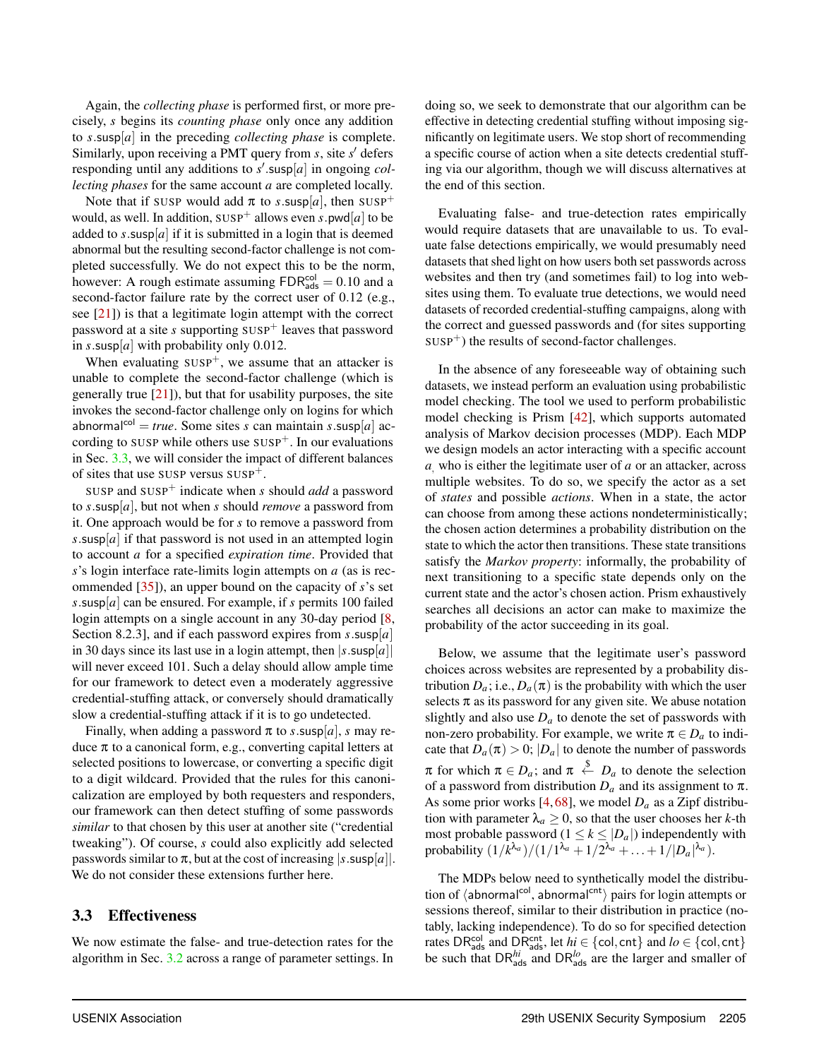Again, the *collecting phase* is performed first, or more precisely, $s$ begins its *counting phase* only once any addition to $s.\mathsf{susp}[a]$ in the preceding *collecting phase* is complete. Similarly, upon receiving a PMT query from $s$, site $s'$ defers responding until any additions to $s'.\mathsf{susp}[a]$ in ongoing *collecting phases* for the same account $a$ are completed locally.

Note that if SUSP would add $\pi$ to $s.\mathsf{susp}[a]$, then SUSP$^+$ would, as well. In addition, SUSP$^+$ allows even $s.\mathsf{pwd}[a]$ to be added to $s.\mathsf{susp}[a]$ if it is submitted in a login that is deemed abnormal but the resulting second-factor challenge is not completed successfully. We do not expect this to be the norm, however: A rough estimate assuming $\mathsf{FDR}^{\mathsf{col}}_{\mathsf{ads}} = 0.10$ and a second-factor failure rate by the correct user of 0.12 (e.g., see [21]) is that a legitimate login attempt with the correct password at a site $s$ supporting SUSP$^+$ leaves that password in $s.\mathsf{susp}[a]$ with probability only 0.012.

When evaluating SUSP$^+$, we assume that an attacker is unable to complete the second-factor challenge (which is generally true [21]), but that for usability purposes, the site invokes the second-factor challenge only on logins for which $\mathsf{abnormal}^{\mathsf{col}} = \mathit{true}$. Some sites $s$ can maintain $s.\mathsf{susp}[a]$ according to SUSP while others use SUSP$^+$. In our evaluations in Sec. 3.3, we will consider the impact of different balances of sites that use SUSP versus SUSP$^+$.

SUSP and SUSP$^+$ indicate when $s$ should *add* a password to $s.\mathsf{susp}[a]$, but not when $s$ should *remove* a password from it. One approach would be for $s$ to remove a password from $s.\mathsf{susp}[a]$ if that password is not used in an attempted login to account $a$ for a specified *expiration time*. Provided that $s$'s login interface rate-limits login attempts on $a$ (as is recommended [35]), an upper bound on the capacity of $s$'s set $s.\mathsf{susp}[a]$ can be ensured. For example, if $s$ permits 100 failed login attempts on a single account in any 30-day period [8, Section 8.2.3], and if each password expires from $s.\mathsf{susp}[a]$ in 30 days since its last use in a login attempt, then $|s.\mathsf{susp}[a]|$ will never exceed 101. Such a delay should allow ample time for our framework to detect even a moderately aggressive credential-stuffing attack, or conversely should dramatically slow a credential-stuffing attack if it is to go undetected.

Finally, when adding a password $\pi$ to $s.\mathsf{susp}[a]$, $s$ may reduce $\pi$ to a canonical form, e.g., converting capital letters at selected positions to lowercase, or converting a specific digit to a digit wildcard. Provided that the rules for this canonicalization are employed by both requesters and responders, our framework can then detect stuffing of some passwords *similar* to that chosen by this user at another site ("credential tweaking"). Of course, $s$ could also explicitly add selected passwords similar to $\pi$, but at the cost of increasing $|s.\mathsf{susp}[a]|$. We do not consider these extensions further here.

### 3.3 Effectiveness

We now estimate the false- and true-detection rates for the algorithm in Sec. 3.2 across a range of parameter settings. In doing so, we seek to demonstrate that our algorithm can be effective in detecting credential stuffing without imposing significantly on legitimate users. We stop short of recommending a specific course of action when a site detects credential stuffing via our algorithm, though we will discuss alternatives at the end of this section.

Evaluating false- and true-detection rates empirically would require datasets that are unavailable to us. To evaluate false detections empirically, we would presumably need datasets that shed light on how users both set passwords across websites and then try (and sometimes fail) to log into websites using them. To evaluate true detections, we would need datasets of recorded credential-stuffing campaigns, along with the correct and guessed passwords and (for sites supporting SUSP$^+$) the results of second-factor challenges.

In the absence of any foreseeable way of obtaining such datasets, we instead perform an evaluation using probabilistic model checking. The tool we used to perform probabilistic model checking is Prism [42], which supports automated analysis of Markov decision processes (MDP). Each MDP we design models an actor interacting with a specific account $a$, who is either the legitimate user of $a$ or an attacker, across multiple websites. To do so, we specify the actor as a set of *states* and possible *actions*. When in a state, the actor can choose from among these actions nondeterministically; the chosen action determines a probability distribution on the state to which the actor then transitions. These state transitions satisfy the *Markov property*: informally, the probability of next transitioning to a specific state depends only on the current state and the actor's chosen action. Prism exhaustively searches all decisions an actor can make to maximize the probability of the actor succeeding in its goal.

Below, we assume that the legitimate user's password choices across websites are represented by a probability distribution $D_a$; i.e., $D_a(\pi)$ is the probability with which the user selects $\pi$ as its password for any given site. We abuse notation slightly and also use $D_a$ to denote the set of passwords with non-zero probability. For example, we write $\pi \in D_a$ to indicate that $D_a(\pi) > 0$; $|D_a|$ to denote the number of passwords $\pi$ for which $\pi \in D_a$; and $\pi \overset{\$}{\leftarrow} D_a$ to denote the selection of a password from distribution $D_a$ and its assignment to $\pi$. As some prior works [4, 68], we model $D_a$ as a Zipf distribution with parameter $\lambda_a \geq 0$, so that the user chooses her $k$-th most probable password ($1 \leq k \leq |D_a|$) independently with probability $(1/k^{\lambda_a})/(1/1^{\lambda_a} + 1/2^{\lambda_a} + \ldots + 1/|D_a|^{\lambda_a})$.

The MDPs below need to synthetically model the distribution of $\langle \mathsf{abnormal}^{\mathsf{col}}, \mathsf{abnormal}^{\mathsf{cnt}} \rangle$ pairs for login attempts or sessions thereof, similar to their distribution in practice (notably, lacking independence). To do so for specified detection rates $\mathsf{DR}^{\mathsf{col}}_{\mathsf{ads}}$ and $\mathsf{DR}^{\mathsf{cnt}}_{\mathsf{ads}}$, let $hi \in \{\mathsf{col}, \mathsf{cnt}\}$ and $lo \in \{\mathsf{col}, \mathsf{cnt}\}$ be such that $\mathsf{DR}^{hi}_{\mathsf{ads}}$ and $\mathsf{DR}^{lo}_{\mathsf{ads}}$ are the larger and smaller of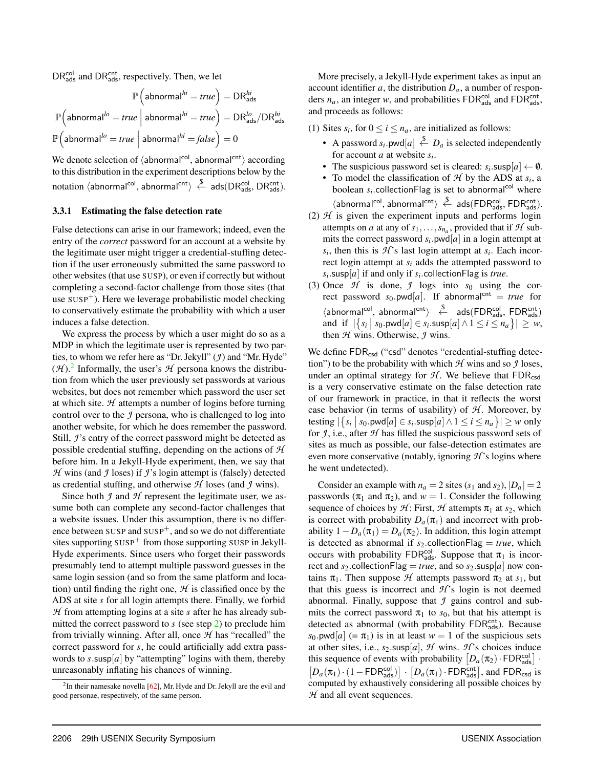$\mathsf{DR}^{\mathsf{col}}_{\mathsf{ads}}$ and $\mathsf{DR}^{\mathsf{cnt}}_{\mathsf{ads}}$, respectively. Then, we let

$$\mathbb{P}\left(\mathsf{abnormal}^{hi} = \mathit{true}\right) = \mathsf{DR}^{hi}_{\mathsf{ads}}$$

$$\mathbb{P}\left(\mathsf{abnormal}^{lo} = \mathit{true} \;\middle|\; \mathsf{abnormal}^{hi} = \mathit{true}\right) = \mathsf{DR}^{lo}_{\mathsf{ads}} / \mathsf{DR}^{hi}_{\mathsf{ads}}$$

$$\mathbb{P}\left(\mathsf{abnormal}^{lo} = \mathit{true} \;\middle|\; \mathsf{abnormal}^{hi} = \mathit{false}\right) = 0$$

We denote selection of $\langle \mathsf{abnormal}^{\mathsf{col}}, \mathsf{abnormal}^{\mathsf{cnt}} \rangle$ according to this distribution in the experiment descriptions below by the notation $\langle \mathsf{abnormal}^{\mathsf{col}}, \mathsf{abnormal}^{\mathsf{cnt}} \rangle \xleftarrow{\$} \mathsf{ads}(\mathsf{DR}^{\mathsf{col}}_{\mathsf{ads}}, \mathsf{DR}^{\mathsf{cnt}}_{\mathsf{ads}})$.

### 3.3.1 Estimating the false detection rate

False detections can arise in our framework; indeed, even the entry of the *correct* password for an account at a website by the legitimate user might trigger a credential-stuffing detection if the user erroneously submitted the same password to other websites (that use SUSP), or even if correctly but without completing a second-factor challenge from those sites (that use $\text{SUSP}^+$). Here we leverage probabilistic model checking to conservatively estimate the probability with which a user induces a false detection.

We express the process by which a user might do so as a MDP in which the legitimate user is represented by two parties, to whom we refer here as "Dr. Jekyll" ($\mathcal{J}$) and "Mr. Hyde" ($\mathcal{H}$).[2] Informally, the user's $\mathcal{H}$ persona knows the distribution from which the user previously set passwords at various websites, but does not remember which password the user set at which site. $\mathcal{H}$ attempts a number of logins before turning control over to the $\mathcal{J}$ persona, who is challenged to log into another website, for which he does remember the password. Still, $\mathcal{J}$'s entry of the correct password might be detected as possible credential stuffing, depending on the actions of $\mathcal{H}$ before him. In a Jekyll-Hyde experiment, then, we say that $\mathcal{H}$ wins (and $\mathcal{J}$ loses) if $\mathcal{J}$'s login attempt is (falsely) detected as credential stuffing, and otherwise $\mathcal{H}$ loses (and $\mathcal{J}$ wins).

Since both $\mathcal{J}$ and $\mathcal{H}$ represent the legitimate user, we assume both can complete any second-factor challenges that a website issues. Under this assumption, there is no difference between SUSP and $\text{SUSP}^+$, and so we do not differentiate sites supporting $\text{SUSP}^+$ from those supporting SUSP in Jekyll-Hyde experiments. Since users who forget their passwords presumably tend to attempt multiple password guesses in the same login session (and so from the same platform and location) until finding the right one, $\mathcal{H}$ is classified once by the ADS at site $s$ for all login attempts there. Finally, we forbid $\mathcal{H}$ from attempting logins at a site $s$ after he has already submitted the correct password to $s$ (see step 2) to preclude him from trivially winning. After all, once $\mathcal{H}$ has "recalled" the correct password for $s$, he could artificially add extra passwords to $s.\mathsf{susp}[a]$ by "attempting" logins with them, thereby unreasonably inflating his chances of winning.

[2] In their namesake novella [62], Mr. Hyde and Dr. Jekyll are the evil and good personae, respectively, of the same person.

More precisely, a Jekyll-Hyde experiment takes as input an account identifier $a$, the distribution $D_a$, a number of responders $n_a$, an integer $w$, and probabilities $\mathsf{FDR}^{\mathsf{col}}_{\mathsf{ads}}$ and $\mathsf{FDR}^{\mathsf{cnt}}_{\mathsf{ads}}$, and proceeds as follows:

(1) Sites $s_i$, for $0 \le i \le n_a$, are initialized as follows:
   - A password $s_i.\mathsf{pwd}[a] \xleftarrow{\$} D_a$ is selected independently for account $a$ at website $s_i$.
   - The suspicious password set is cleared: $s_i.\mathsf{susp}[a] \leftarrow \emptyset$.
   - To model the classification of $\mathcal{H}$ by the ADS at $s_i$, a boolean $s_i.\mathsf{collectionFlag}$ is set to $\mathsf{abnormal}^{\mathsf{col}}$ where $\langle \mathsf{abnormal}^{\mathsf{col}}, \mathsf{abnormal}^{\mathsf{cnt}} \rangle \xleftarrow{\$} \mathsf{ads}(\mathsf{FDR}^{\mathsf{col}}_{\mathsf{ads}}, \mathsf{FDR}^{\mathsf{cnt}}_{\mathsf{ads}})$.

(2) $\mathcal{H}$ is given the experiment inputs and performs login attempts on $a$ at any of $s_1, \ldots, s_{n_a}$, provided that if $\mathcal{H}$ submits the correct password $s_i.\mathsf{pwd}[a]$ in a login attempt at $s_i$, then this is $\mathcal{H}$'s last login attempt at $s_i$. Each incorrect login attempt at $s_i$ adds the attempted password to $s_i.\mathsf{susp}[a]$ if and only if $s_i.\mathsf{collectionFlag}$ is *true*.

(3) Once $\mathcal{H}$ is done, $\mathcal{J}$ logs into $s_0$ using the correct password $s_0.\mathsf{pwd}[a]$. If $\mathsf{abnormal}^{\mathsf{cnt}} = \mathit{true}$ for $\langle \mathsf{abnormal}^{\mathsf{col}}, \mathsf{abnormal}^{\mathsf{cnt}} \rangle \xleftarrow{\$} \mathsf{ads}(\mathsf{FDR}^{\mathsf{col}}_{\mathsf{ads}}, \mathsf{FDR}^{\mathsf{cnt}}_{\mathsf{ads}})$ and if $\left|\left\{s_i \;\middle|\; s_0.\mathsf{pwd}[a] \in s_i.\mathsf{susp}[a] \wedge 1 \le i \le n_a\right\}\right| \ge w$, then $\mathcal{H}$ wins. Otherwise, $\mathcal{J}$ wins.

We define $\mathsf{FDR}_{\mathsf{csd}}$ ("csd" denotes "credential-stuffing detection") to be the probability with which $\mathcal{H}$ wins and so $\mathcal{J}$ loses, under an optimal strategy for $\mathcal{H}$. We believe that $\mathsf{FDR}_{\mathsf{csd}}$ is a very conservative estimate on the false detection rate of our framework in practice, in that it reflects the worst case behavior (in terms of usability) of $\mathcal{H}$. Moreover, by testing $\left|\left\{s_i \;\middle|\; s_0.\mathsf{pwd}[a] \in s_i.\mathsf{susp}[a] \wedge 1 \le i \le n_a\right\}\right| \ge w$ only for $\mathcal{J}$, i.e., after $\mathcal{H}$ has filled the suspicious password sets of sites as much as possible, our false-detection estimates are even more conservative (notably, ignoring $\mathcal{H}$'s logins where he went undetected).

Consider an example with $n_a = 2$ sites ($s_1$ and $s_2$), $|D_a| = 2$ passwords ($\pi_1$ and $\pi_2$), and $w = 1$. Consider the following sequence of choices by $\mathcal{H}$: First, $\mathcal{H}$ attempts $\pi_1$ at $s_2$, which is correct with probability $D_a(\pi_1)$ and incorrect with probability $1 - D_a(\pi_1) = D_a(\pi_2)$. In addition, this login attempt is detected as abnormal if $s_2.\mathsf{collectionFlag} = \mathit{true}$, which occurs with probability $\mathsf{FDR}^{\mathsf{col}}_{\mathsf{ads}}$. Suppose that $\pi_1$ is incorrect and $s_2.\mathsf{collectionFlag} = \mathit{true}$, and so $s_2.\mathsf{susp}[a]$ now contains $\pi_1$. Then suppose $\mathcal{H}$ attempts password $\pi_2$ at $s_1$, but that this guess is incorrect and $\mathcal{H}$'s login is not deemed abnormal. Finally, suppose that $\mathcal{J}$ gains control and submits the correct password $\pi_1$ to $s_0$, but that his attempt is detected as abnormal (with probability $\mathsf{FDR}^{\mathsf{cnt}}_{\mathsf{ads}}$). Because $s_0.\mathsf{pwd}[a]$ ($= \pi_1$) is in at least $w = 1$ of the suspicious sets at other sites, i.e., $s_2.\mathsf{susp}[a]$, $\mathcal{H}$ wins. $\mathcal{H}$'s choices induce this sequence of events with probability $\left[D_a(\pi_2) \cdot \mathsf{FDR}^{\mathsf{col}}_{\mathsf{ads}}\right] \cdot \left[D_a(\pi_1) \cdot (1 - \mathsf{FDR}^{\mathsf{col}}_{\mathsf{ads}})\right] \cdot \left[D_a(\pi_1) \cdot \mathsf{FDR}^{\mathsf{cnt}}_{\mathsf{ads}}\right]$, and $\mathsf{FDR}_{\mathsf{csd}}$ is computed by exhaustively considering all possible choices by $\mathcal{H}$ and all event sequences.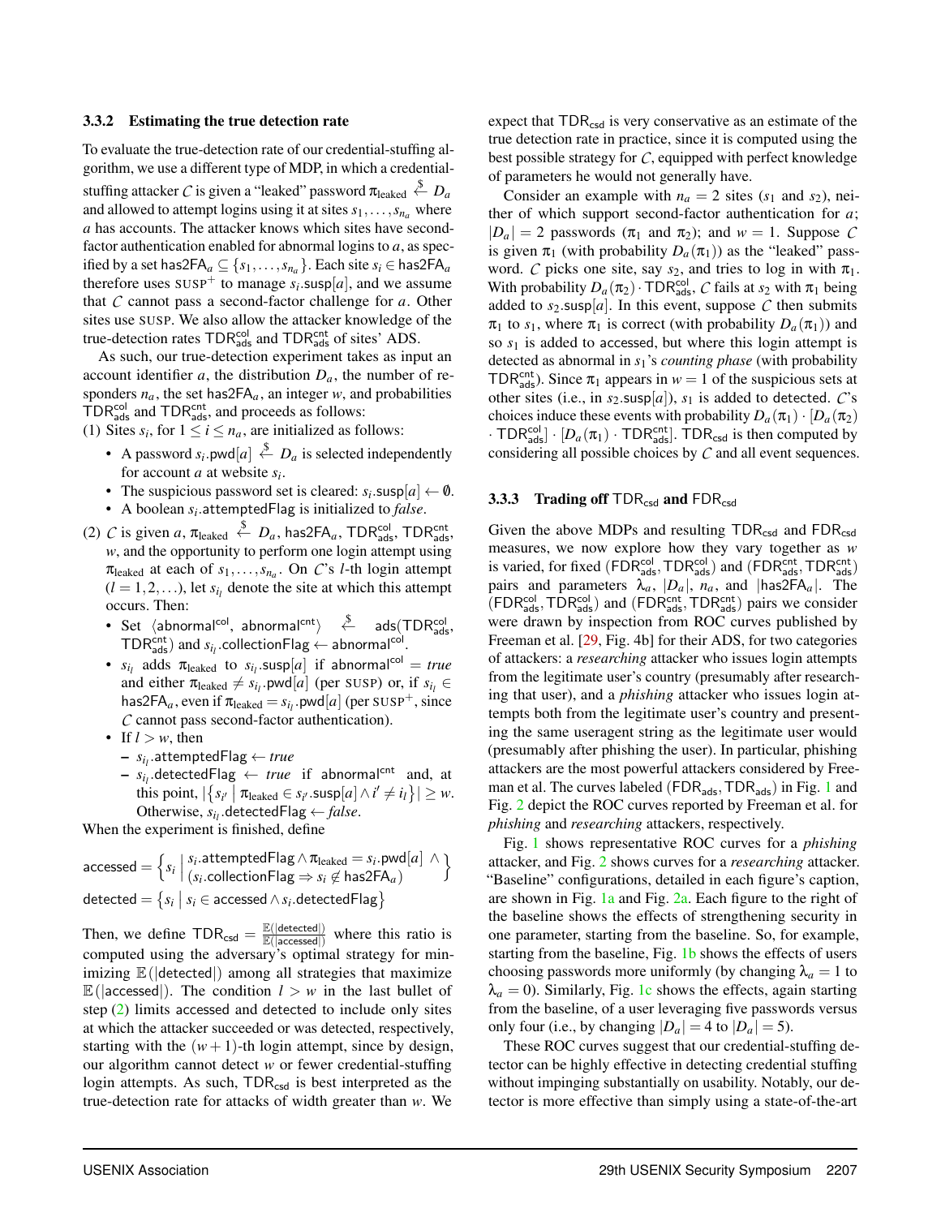### 3.3.2 Estimating the true detection rate

To evaluate the true-detection rate of our credential-stuffing algorithm, we use a different type of MDP, in which a credential-stuffing attacker $\mathcal{C}$ is given a "leaked" password $\pi_{\text{leaked}} \overset{\$}{\leftarrow} D_a$ and allowed to attempt logins using it at sites $s_1, \ldots, s_{n_a}$ where $a$ has accounts. The attacker knows which sites have second-factor authentication enabled for abnormal logins to $a$, as specified by a set $\mathsf{has2FA}_a \subseteq \{s_1, \ldots, s_{n_a}\}$. Each site $s_i \in \mathsf{has2FA}_a$ therefore uses $\text{SUSP}^+$ to manage $s_i.\mathsf{susp}[a]$, and we assume that $\mathcal{C}$ cannot pass a second-factor challenge for $a$. Other sites use SUSP. We also allow the attacker knowledge of the true-detection rates $\mathsf{TDR}^{\mathsf{col}}_{\mathsf{ads}}$ and $\mathsf{TDR}^{\mathsf{cnt}}_{\mathsf{ads}}$ of sites' ADS.

As such, our true-detection experiment takes as input an account identifier $a$, the distribution $D_a$, the number of responders $n_a$, the set $\mathsf{has2FA}_a$, an integer $w$, and probabilities $\mathsf{TDR}^{\mathsf{col}}_{\mathsf{ads}}$ and $\mathsf{TDR}^{\mathsf{cnt}}_{\mathsf{ads}}$, and proceeds as follows:

(1) Sites $s_i$, for $1 \leq i \leq n_a$, are initialized as follows:

- A password $s_i.\mathsf{pwd}[a] \overset{\$}{\leftarrow} D_a$ is selected independently for account $a$ at website $s_i$.
- The suspicious password set is cleared: $s_i.\mathsf{susp}[a] \leftarrow \emptyset$.
- A boolean $s_i.\mathsf{attemptedFlag}$ is initialized to *false*.

(2) $\mathcal{C}$ is given $a$, $\pi_{\text{leaked}} \overset{\$}{\leftarrow} D_a$, $\mathsf{has2FA}_a$, $\mathsf{TDR}^{\mathsf{col}}_{\mathsf{ads}}$, $\mathsf{TDR}^{\mathsf{cnt}}_{\mathsf{ads}}$, $w$, and the opportunity to perform one login attempt using $\pi_{\text{leaked}}$ at each of $s_1, \ldots, s_{n_a}$. On $\mathcal{C}$'s $l$-th login attempt ($l = 1, 2, \ldots$), let $s_{i_l}$ denote the site at which this attempt occurs. Then:

- Set $\langle \mathsf{abnormal}^{\mathsf{col}}, \mathsf{abnormal}^{\mathsf{cnt}} \rangle \overset{\$}{\leftarrow} \mathsf{ads}(\mathsf{TDR}^{\mathsf{col}}_{\mathsf{ads}}, \mathsf{TDR}^{\mathsf{cnt}}_{\mathsf{ads}})$ and $s_{i_l}.\mathsf{collectionFlag} \leftarrow \mathsf{abnormal}^{\mathsf{col}}$.
- $s_{i_l}$ adds $\pi_{\text{leaked}}$ to $s_{i_l}.\mathsf{susp}[a]$ if $\mathsf{abnormal}^{\mathsf{col}} = \textit{true}$ and either $\pi_{\text{leaked}} \neq s_{i_l}.\mathsf{pwd}[a]$ (per SUSP) or, if $s_{i_l} \in \mathsf{has2FA}_a$, even if $\pi_{\text{leaked}} = s_{i_l}.\mathsf{pwd}[a]$ (per $\text{SUSP}^+$, since $\mathcal{C}$ cannot pass second-factor authentication).
- If $l > w$, then
  - $s_{i_l}.\mathsf{attemptedFlag} \leftarrow \textit{true}$
  - $s_{i_l}.\mathsf{detectedFlag} \leftarrow \textit{true}$ if $\mathsf{abnormal}^{\mathsf{cnt}}$ and, at this point, $|\{s_{i'} \mid \pi_{\text{leaked}} \in s_{i'}.\mathsf{susp}[a] \wedge i' \neq i_l\}| \geq w$. Otherwise, $s_{i_l}.\mathsf{detectedFlag} \leftarrow \textit{false}$.

When the experiment is finished, define

$$\mathsf{accessed} = \left\{ s_i \;\middle|\; \begin{array}{l} s_i.\mathsf{attemptedFlag} \wedge \pi_{\text{leaked}} = s_i.\mathsf{pwd}[a] \;\wedge \\ (s_i.\mathsf{collectionFlag} \Rightarrow s_i \notin \mathsf{has2FA}_a) \end{array} \right\}$$

$$\mathsf{detected} = \{ s_i \mid s_i \in \mathsf{accessed} \wedge s_i.\mathsf{detectedFlag} \}$$

Then, we define $\mathsf{TDR}_{\mathsf{csd}} = \frac{\mathbb{E}(|\mathsf{detected}|)}{\mathbb{E}(|\mathsf{accessed}|)}$ where this ratio is computed using the adversary's optimal strategy for minimizing $\mathbb{E}(|\mathsf{detected}|)$ among all strategies that maximize $\mathbb{E}(|\mathsf{accessed}|)$. The condition $l > w$ in the last bullet of step (2) limits accessed and detected to include only sites at which the attacker succeeded or was detected, respectively, starting with the $(w+1)$-th login attempt, since by design, our algorithm cannot detect $w$ or fewer credential-stuffing login attempts. As such, $\mathsf{TDR}_{\mathsf{csd}}$ is best interpreted as the true-detection rate for attacks of width greater than $w$. We expect that $\mathsf{TDR}_{\mathsf{csd}}$ is very conservative as an estimate of the true detection rate in practice, since it is computed using the best possible strategy for $\mathcal{C}$, equipped with perfect knowledge of parameters he would not generally have.

Consider an example with $n_a = 2$ sites ($s_1$ and $s_2$), neither of which support second-factor authentication for $a$; $|D_a| = 2$ passwords ($\pi_1$ and $\pi_2$); and $w = 1$. Suppose $\mathcal{C}$ is given $\pi_1$ (with probability $D_a(\pi_1)$) as the "leaked" password. $\mathcal{C}$ picks one site, say $s_2$, and tries to log in with $\pi_1$. With probability $D_a(\pi_2) \cdot \mathsf{TDR}^{\mathsf{col}}_{\mathsf{ads}}$, $\mathcal{C}$ fails at $s_2$ with $\pi_1$ being added to $s_2.\mathsf{susp}[a]$. In this event, suppose $\mathcal{C}$ then submits $\pi_1$ to $s_1$, where $\pi_1$ is correct (with probability $D_a(\pi_1)$) and so $s_1$ is added to accessed, but where this login attempt is detected as abnormal in $s_1$'s *counting phase* (with probability $\mathsf{TDR}^{\mathsf{cnt}}_{\mathsf{ads}}$). Since $\pi_1$ appears in $w = 1$ of the suspicious sets at other sites (i.e., in $s_2.\mathsf{susp}[a]$), $s_1$ is added to detected. $\mathcal{C}$'s choices induce these events with probability $D_a(\pi_1) \cdot [D_a(\pi_2) \cdot \mathsf{TDR}^{\mathsf{col}}_{\mathsf{ads}}] \cdot [D_a(\pi_1) \cdot \mathsf{TDR}^{\mathsf{cnt}}_{\mathsf{ads}}]$. $\mathsf{TDR}_{\mathsf{csd}}$ is then computed by considering all possible choices by $\mathcal{C}$ and all event sequences.

### 3.3.3 Trading off $\mathsf{TDR}_{\mathsf{csd}}$ and $\mathsf{FDR}_{\mathsf{csd}}$

Given the above MDPs and resulting $\mathsf{TDR}_{\mathsf{csd}}$ and $\mathsf{FDR}_{\mathsf{csd}}$ measures, we now explore how they vary together as $w$ is varied, for fixed $(\mathsf{FDR}^{\mathsf{col}}_{\mathsf{ads}}, \mathsf{TDR}^{\mathsf{col}}_{\mathsf{ads}})$ and $(\mathsf{FDR}^{\mathsf{cnt}}_{\mathsf{ads}}, \mathsf{TDR}^{\mathsf{cnt}}_{\mathsf{ads}})$ pairs and parameters $\lambda_a$, $|D_a|$, $n_a$, and $|\mathsf{has2FA}_a|$. The $(\mathsf{FDR}^{\mathsf{col}}_{\mathsf{ads}}, \mathsf{TDR}^{\mathsf{col}}_{\mathsf{ads}})$ and $(\mathsf{FDR}^{\mathsf{cnt}}_{\mathsf{ads}}, \mathsf{TDR}^{\mathsf{cnt}}_{\mathsf{ads}})$ pairs we consider were drawn by inspection from ROC curves published by Freeman et al. [29, Fig. 4b] for their ADS, for two categories of attackers: a *researching* attacker who issues login attempts from the legitimate user's country (presumably after researching that user), and a *phishing* attacker who issues login attempts both from the legitimate user's country and presenting the same useragent string as the legitimate user would (presumably after phishing the user). In particular, phishing attackers are the most powerful attackers considered by Freeman et al. The curves labeled $(\mathsf{FDR}_{\mathsf{ads}}, \mathsf{TDR}_{\mathsf{ads}})$ in Fig. 1 and Fig. 2 depict the ROC curves reported by Freeman et al. for *phishing* and *researching* attackers, respectively.

Fig. 1 shows representative ROC curves for a *phishing* attacker, and Fig. 2 shows curves for a *researching* attacker. "Baseline" configurations, detailed in each figure's caption, are shown in Fig. 1a and Fig. 2a. Each figure to the right of the baseline shows the effects of strengthening security in one parameter, starting from the baseline. So, for example, starting from the baseline, Fig. 1b shows the effects of users choosing passwords more uniformly (by changing $\lambda_a = 1$ to $\lambda_a = 0$). Similarly, Fig. 1c shows the effects, again starting from the baseline, of a user leveraging five passwords versus only four (i.e., by changing $|D_a| = 4$ to $|D_a| = 5$).

These ROC curves suggest that our credential-stuffing detector can be highly effective in detecting credential stuffing without impinging substantially on usability. Notably, our detector is more effective than simply using a state-of-the-art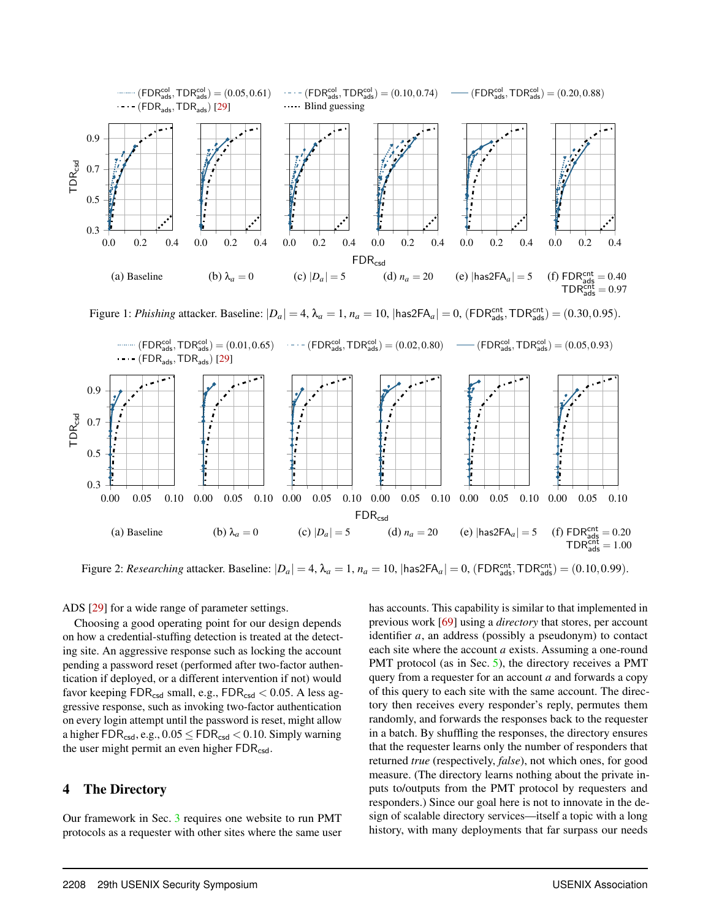Figure 1: *Phishing* attacker. Baseline: $|D_a| = 4$, $\lambda_a = 1$, $n_a = 10$, $|\mathsf{has2FA}_a| = 0$, $(\mathsf{FDR}^{\mathsf{cnt}}_{\mathsf{ads}}, \mathsf{TDR}^{\mathsf{cnt}}_{\mathsf{ads}}) = (0.30, 0.95)$.

Figure 2: *Researching* attacker. Baseline: $|D_a| = 4$, $\lambda_a = 1$, $n_a = 10$, $|\mathsf{has2FA}_a| = 0$, $(\mathsf{FDR}^{\mathsf{cnt}}_{\mathsf{ads}}, \mathsf{TDR}^{\mathsf{cnt}}_{\mathsf{ads}}) = (0.10, 0.99)$.

ADS [29] for a wide range of parameter settings.

Choosing a good operating point for our design depends on how a credential-stuffing detection is treated at the detecting site. An aggressive response such as locking the account pending a password reset (performed after two-factor authentication if deployed, or a different intervention if not) would favor keeping $\mathsf{FDR}_{\mathsf{csd}}$ small, e.g., $\mathsf{FDR}_{\mathsf{csd}} < 0.05$. A less aggressive response, such as invoking two-factor authentication on every login attempt until the password is reset, might allow a higher $\mathsf{FDR}_{\mathsf{csd}}$, e.g., $0.05 \leq \mathsf{FDR}_{\mathsf{csd}} < 0.10$. Simply warning the user might permit an even higher $\mathsf{FDR}_{\mathsf{csd}}$.

## 4 The Directory

Our framework in Sec. 3 requires one website to run PMT protocols as a requester with other sites where the same user has accounts. This capability is similar to that implemented in previous work [69] using a *directory* that stores, per account identifier $a$, an address (possibly a pseudonym) to contact each site where the account $a$ exists. Assuming a one-round PMT protocol (as in Sec. 5), the directory receives a PMT query from a requester for an account $a$ and forwards a copy of this query to each site with the same account. The directory then receives every responder's reply, permutes them randomly, and forwards the responses back to the requester in a batch. By shuffling the responses, the directory ensures that the requester learns only the number of responders that returned *true* (respectively, *false*), not which ones, for good measure. (The directory learns nothing about the private inputs to/outputs from the PMT protocol by requesters and responders.) Since our goal here is not to innovate in the design of scalable directory services—itself a topic with a long history, with many deployments that far surpass our needs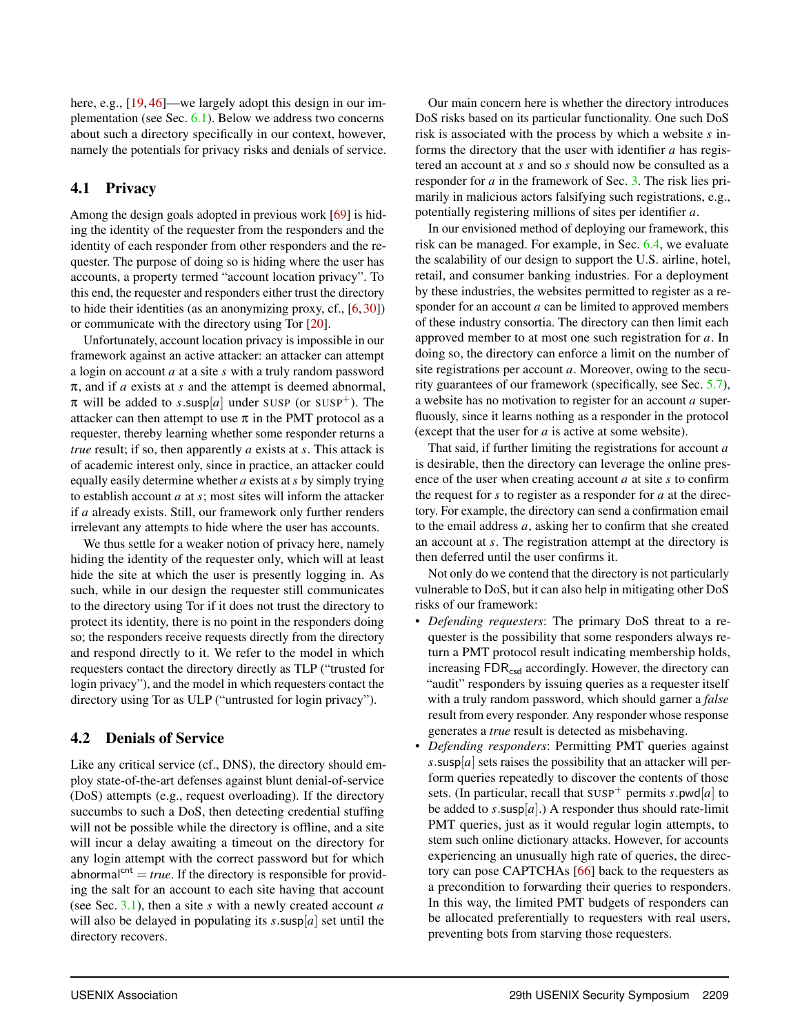here, e.g., [19, 46]—we largely adopt this design in our implementation (see Sec. 6.1). Below we address two concerns about such a directory specifically in our context, however, namely the potentials for privacy risks and denials of service.

## 4.1 Privacy

Among the design goals adopted in previous work [69] is hiding the identity of the requester from the responders and the identity of each responder from other responders and the requester. The purpose of doing so is hiding where the user has accounts, a property termed "account location privacy". To this end, the requester and responders either trust the directory to hide their identities (as an anonymizing proxy, cf., [6, 30]) or communicate with the directory using Tor [20].

Unfortunately, account location privacy is impossible in our framework against an active attacker: an attacker can attempt a login on account $a$ at a site $s$ with a truly random password $\pi$, and if $a$ exists at $s$ and the attempt is deemed abnormal, $\pi$ will be added to $s.\mathsf{susp}[a]$ under SUSP (or SUSP$^+$). The attacker can then attempt to use $\pi$ in the PMT protocol as a requester, thereby learning whether some responder returns a *true* result; if so, then apparently $a$ exists at $s$. This attack is of academic interest only, since in practice, an attacker could equally easily determine whether $a$ exists at $s$ by simply trying to establish account $a$ at $s$; most sites will inform the attacker if $a$ already exists. Still, our framework only further renders irrelevant any attempts to hide where the user has accounts.

We thus settle for a weaker notion of privacy here, namely hiding the identity of the requester only, which will at least hide the site at which the user is presently logging in. As such, while in our design the requester still communicates to the directory using Tor if it does not trust the directory to protect its identity, there is no point in the responders doing so; the responders receive requests directly from the directory and respond directly to it. We refer to the model in which requesters contact the directory directly as TLP ("trusted for login privacy"), and the model in which requesters contact the directory using Tor as ULP ("untrusted for login privacy").

## 4.2 Denials of Service

Like any critical service (cf., DNS), the directory should employ state-of-the-art defenses against blunt denial-of-service (DoS) attempts (e.g., request overloading). If the directory succumbs to such a DoS, then detecting credential stuffing will not be possible while the directory is offline, and a site will incur a delay awaiting a timeout on the directory for any login attempt with the correct password but for which $\mathsf{abnormal}^{\mathsf{cnt}} = \mathit{true}$. If the directory is responsible for providing the salt for an account to each site having that account (see Sec. 3.1), then a site $s$ with a newly created account $a$ will also be delayed in populating its $s.\mathsf{susp}[a]$ set until the directory recovers.

Our main concern here is whether the directory introduces DoS risks based on its particular functionality. One such DoS risk is associated with the process by which a website $s$ informs the directory that the user with identifier $a$ has registered an account at $s$ and so $s$ should now be consulted as a responder for $a$ in the framework of Sec. 3. The risk lies primarily in malicious actors falsifying such registrations, e.g., potentially registering millions of sites per identifier $a$.

In our envisioned method of deploying our framework, this risk can be managed. For example, in Sec. 6.4, we evaluate the scalability of our design to support the U.S. airline, hotel, retail, and consumer banking industries. For a deployment by these industries, the websites permitted to register as a responder for an account $a$ can be limited to approved members of these industry consortia. The directory can then limit each approved member to at most one such registration for $a$. In doing so, the directory can enforce a limit on the number of site registrations per account $a$. Moreover, owing to the security guarantees of our framework (specifically, see Sec. 5.7), a website has no motivation to register for an account $a$ superfluously, since it learns nothing as a responder in the protocol (except that the user for $a$ is active at some website).

That said, if further limiting the registrations for account $a$ is desirable, then the directory can leverage the online presence of the user when creating account $a$ at site $s$ to confirm the request for $s$ to register as a responder for $a$ at the directory. For example, the directory can send a confirmation email to the email address $a$, asking her to confirm that she created an account at $s$. The registration attempt at the directory is then deferred until the user confirms it.

Not only do we contend that the directory is not particularly vulnerable to DoS, but it can also help in mitigating other DoS risks of our framework:

- *Defending requesters*: The primary DoS threat to a requester is the possibility that some responders always return a PMT protocol result indicating membership holds, increasing $\mathsf{FDR}_{\mathsf{csd}}$ accordingly. However, the directory can "audit" responders by issuing queries as a requester itself with a truly random password, which should garner a *false* result from every responder. Any responder whose response generates a *true* result is detected as misbehaving.
- *Defending responders*: Permitting PMT queries against $s.\mathsf{susp}[a]$ sets raises the possibility that an attacker will perform queries repeatedly to discover the contents of those sets. (In particular, recall that SUSP$^+$ permits $s.\mathsf{pwd}[a]$ to be added to $s.\mathsf{susp}[a]$.) A responder thus should rate-limit PMT queries, just as it would regular login attempts, to stem such online dictionary attacks. However, for accounts experiencing an unusually high rate of queries, the directory can pose CAPTCHAs [66] back to the requesters as a precondition to forwarding their queries to responders. In this way, the limited PMT budgets of responders can be allocated preferentially to requesters with real users, preventing bots from starving those requesters.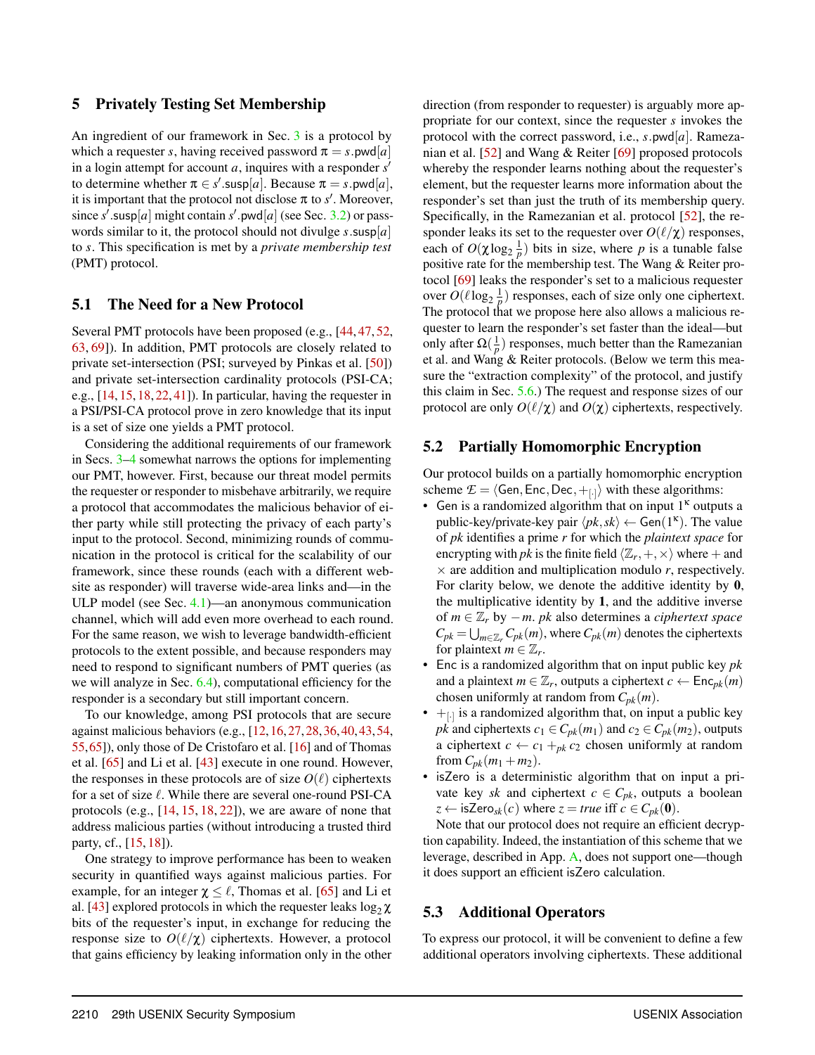## 5 Privately Testing Set Membership

An ingredient of our framework in Sec. 3 is a protocol by which a requester $s$, having received password $\pi = s.\mathsf{pwd}[a]$ in a login attempt for account $a$, inquires with a responder $s'$ to determine whether $\pi \in s'.\mathsf{susp}[a]$. Because $\pi = s.\mathsf{pwd}[a]$, it is important that the protocol not disclose $\pi$ to $s'$. Moreover, since $s'.\mathsf{susp}[a]$ might contain $s'.\mathsf{pwd}[a]$ (see Sec. 3.2) or passwords similar to it, the protocol should not divulge $s.\mathsf{susp}[a]$ to $s$. This specification is met by a *private membership test* (PMT) protocol.

### 5.1 The Need for a New Protocol

Several PMT protocols have been proposed (e.g., [44, 47, 52, 63, 69]). In addition, PMT protocols are closely related to private set-intersection (PSI; surveyed by Pinkas et al. [50]) and private set-intersection cardinality protocols (PSI-CA; e.g., [14, 15, 18, 22, 41]). In particular, having the requester in a PSI/PSI-CA protocol prove in zero knowledge that its input is a set of size one yields a PMT protocol.

Considering the additional requirements of our framework in Secs. 3–4 somewhat narrows the options for implementing our PMT, however. First, because our threat model permits the requester or responder to misbehave arbitrarily, we require a protocol that accommodates the malicious behavior of either party while still protecting the privacy of each party's input to the protocol. Second, minimizing rounds of communication in the protocol is critical for the scalability of our framework, since these rounds (each with a different website as responder) will traverse wide-area links and—in the ULP model (see Sec. 4.1)—an anonymous communication channel, which will add even more overhead to each round. For the same reason, we wish to leverage bandwidth-efficient protocols to the extent possible, and because responders may need to respond to significant numbers of PMT queries (as we will analyze in Sec. 6.4), computational efficiency for the responder is a secondary but still important concern.

To our knowledge, among PSI protocols that are secure against malicious behaviors (e.g., [12, 16, 27, 28, 36, 40, 43, 54, 55, 65]), only those of De Cristofaro et al. [16] and of Thomas et al. [65] and Li et al. [43] execute in one round. However, the responses in these protocols are of size $O(\ell)$ ciphertexts for a set of size $\ell$. While there are several one-round PSI-CA protocols (e.g., [14, 15, 18, 22]), we are aware of none that address malicious parties (without introducing a trusted third party, cf., [15, 18]).

One strategy to improve performance has been to weaken security in quantified ways against malicious parties. For example, for an integer $\chi \leq \ell$, Thomas et al. [65] and Li et al. [43] explored protocols in which the requester leaks $\log_2 \chi$ bits of the requester's input, in exchange for reducing the response size to $O(\ell/\chi)$ ciphertexts. However, a protocol that gains efficiency by leaking information only in the other direction (from responder to requester) is arguably more appropriate for our context, since the requester $s$ invokes the protocol with the correct password, i.e., $s.\mathsf{pwd}[a]$. Ramezanian et al. [52] and Wang & Reiter [69] proposed protocols whereby the responder learns nothing about the requester's element, but the requester learns more information about the responder's set than just the truth of its membership query. Specifically, in the Ramezanian et al. protocol [52], the responder leaks its set to the requester over $O(\ell/\chi)$ responses, each of $O(\chi \log_2 \frac{1}{p})$ bits in size, where $p$ is a tunable false positive rate for the membership test. The Wang & Reiter protocol [69] leaks the responder's set to a malicious requester over $O(\ell \log_2 \frac{1}{p})$ responses, each of size only one ciphertext. The protocol that we propose here also allows a malicious requester to learn the responder's set faster than the ideal—but only after $\Omega(\frac{1}{p})$ responses, much better than the Ramezanian et al. and Wang & Reiter protocols. (Below we term this measure the "extraction complexity" of the protocol, and justify this claim in Sec. 5.6.) The request and response sizes of our protocol are only $O(\ell/\chi)$ and $O(\chi)$ ciphertexts, respectively.

### 5.2 Partially Homomorphic Encryption

Our protocol builds on a partially homomorphic encryption scheme $\mathcal{E} = \langle \mathsf{Gen}, \mathsf{Enc}, \mathsf{Dec}, +_{[\cdot]} \rangle$ with these algorithms:

- $\mathsf{Gen}$ is a randomized algorithm that on input $1^\kappa$ outputs a public-key/private-key pair $\langle pk, sk \rangle \leftarrow \mathsf{Gen}(1^\kappa)$. The value of $pk$ identifies a prime $r$ for which the *plaintext space* for encrypting with $pk$ is the finite field $\langle \mathbb{Z}_r, +, \times \rangle$ where $+$ and $\times$ are addition and multiplication modulo $r$, respectively. For clarity below, we denote the additive identity by $\mathbf{0}$, the multiplicative identity by $\mathbf{1}$, and the additive inverse of $m \in \mathbb{Z}_r$ by $-m$. $pk$ also determines a *ciphertext space* $C_{pk} = \bigcup_{m \in \mathbb{Z}_r} C_{pk}(m)$, where $C_{pk}(m)$ denotes the ciphertexts for plaintext $m \in \mathbb{Z}_r$.
- $\mathsf{Enc}$ is a randomized algorithm that on input public key $pk$ and a plaintext $m \in \mathbb{Z}_r$, outputs a ciphertext $c \leftarrow \mathsf{Enc}_{pk}(m)$ chosen uniformly at random from $C_{pk}(m)$.
- $+_{[\cdot]}$ is a randomized algorithm that, on input a public key $pk$ and ciphertexts $c_1 \in C_{pk}(m_1)$ and $c_2 \in C_{pk}(m_2)$, outputs a ciphertext $c \leftarrow c_1 +_{pk} c_2$ chosen uniformly at random from $C_{pk}(m_1 + m_2)$.
- $\mathsf{isZero}$ is a deterministic algorithm that on input a private key $sk$ and ciphertext $c \in C_{pk}$, outputs a boolean $z \leftarrow \mathsf{isZero}_{sk}(c)$ where $z = true$ iff $c \in C_{pk}(\mathbf{0})$.

Note that our protocol does not require an efficient decryption capability. Indeed, the instantiation of this scheme that we leverage, described in App. A, does not support one—though it does support an efficient $\mathsf{isZero}$ calculation.

### 5.3 Additional Operators

To express our protocol, it will be convenient to define a few additional operators involving ciphertexts. These additional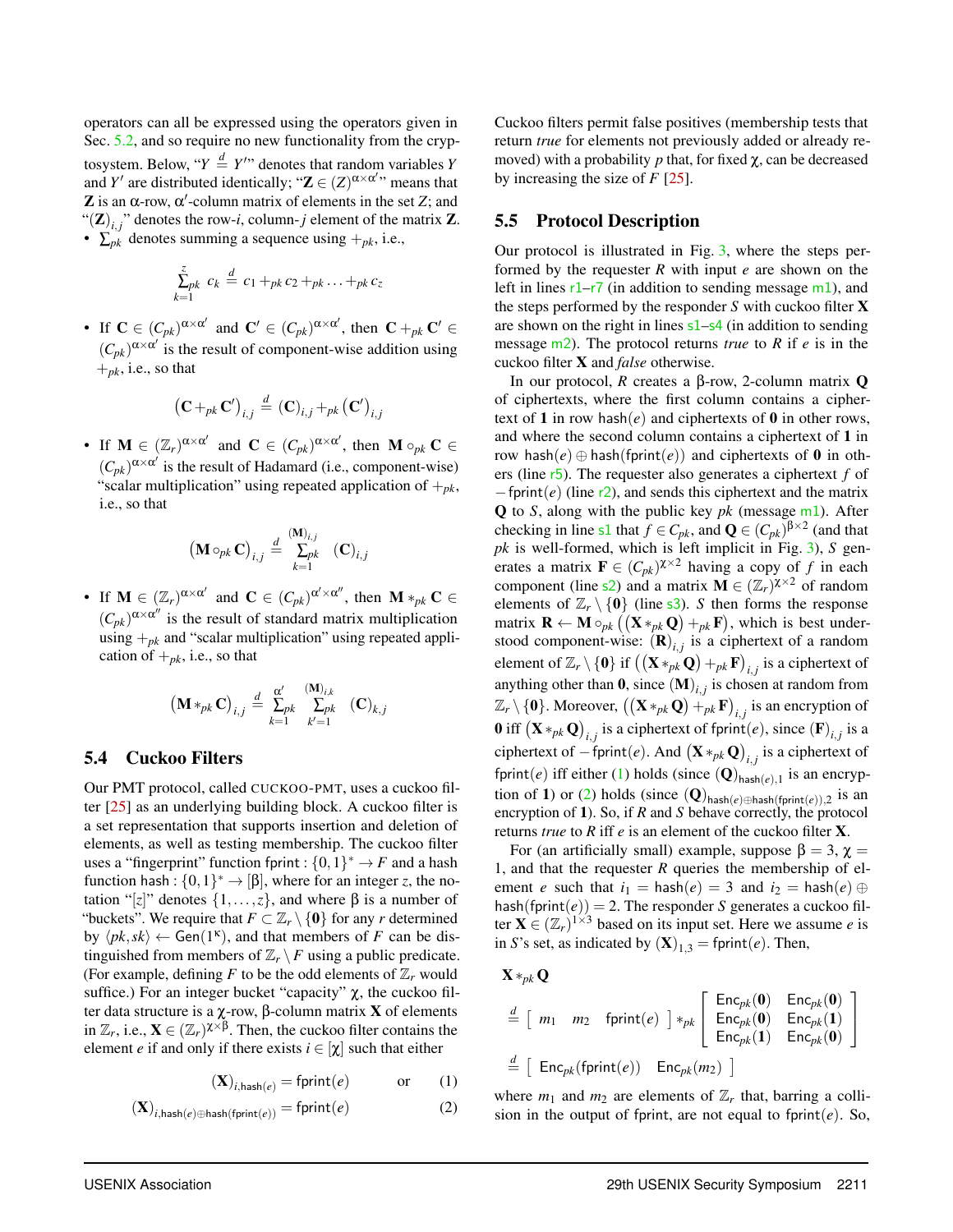operators can all be expressed using the operators given in Sec. 5.2, and so require no new functionality from the cryptosystem. Below, "$Y \overset{d}{=} Y'$" denotes that random variables $Y$ and $Y'$ are distributed identically; "$\mathbf{Z} \in (Z)^{\alpha \times \alpha'}$" means that $\mathbf{Z}$ is an $\alpha$-row, $\alpha'$-column matrix of elements in the set $Z$; and "$(\mathbf{Z})_{i,j}$" denotes the row-$i$, column-$j$ element of the matrix $\mathbf{Z}$.

- $\sum_{pk}$ denotes summing a sequence using $+_{pk}$, i.e.,

$$\sum_{k=1}^{z}{}_{pk}\ c_k \overset{d}{=} c_1 +_{pk} c_2 +_{pk} \ldots +_{pk} c_z$$

- If $\mathbf{C} \in (C_{pk})^{\alpha \times \alpha'}$ and $\mathbf{C}' \in (C_{pk})^{\alpha \times \alpha'}$, then $\mathbf{C} +_{pk} \mathbf{C}' \in (C_{pk})^{\alpha \times \alpha'}$ is the result of component-wise addition using $+_{pk}$, i.e., so that

$$\left(\mathbf{C} +_{pk} \mathbf{C}'\right)_{i,j} \overset{d}{=} (\mathbf{C})_{i,j} +_{pk} \left(\mathbf{C}'\right)_{i,j}$$

- If $\mathbf{M} \in (\mathbb{Z}_r)^{\alpha \times \alpha'}$ and $\mathbf{C} \in (C_{pk})^{\alpha \times \alpha'}$, then $\mathbf{M} \circ_{pk} \mathbf{C} \in (C_{pk})^{\alpha \times \alpha'}$ is the result of Hadamard (i.e., component-wise) "scalar multiplication" using repeated application of $+_{pk}$, i.e., so that

$$\left(\mathbf{M} \circ_{pk} \mathbf{C}\right)_{i,j} \overset{d}{=} \sum_{k=1}^{(\mathbf{M})_{i,j}}{}_{pk} \ (\mathbf{C})_{i,j}$$

- If $\mathbf{M} \in (\mathbb{Z}_r)^{\alpha \times \alpha'}$ and $\mathbf{C} \in (C_{pk})^{\alpha' \times \alpha''}$, then $\mathbf{M} *_{pk} \mathbf{C} \in (C_{pk})^{\alpha \times \alpha''}$ is the result of standard matrix multiplication using $+_{pk}$ and "scalar multiplication" using repeated application of $+_{pk}$, i.e., so that

$$\left(\mathbf{M} *_{pk} \mathbf{C}\right)_{i,j} \overset{d}{=} \sum_{k=1}^{\alpha'}{}_{pk} \sum_{k'=1}^{(\mathbf{M})_{i,k}}{}_{pk} \ (\mathbf{C})_{k,j}$$

### 5.4 Cuckoo Filters

Our PMT protocol, called CUCKOO-PMT, uses a cuckoo filter [25] as an underlying building block. A cuckoo filter is a set representation that supports insertion and deletion of elements, as well as testing membership. The cuckoo filter uses a "fingerprint" function $\mathsf{fprint} : \{0,1\}^* \to F$ and a hash function $\mathsf{hash} : \{0,1\}^* \to [\beta]$, where for an integer $z$, the notation "$[z]$" denotes $\{1,\ldots,z\}$, and where $\beta$ is a number of "buckets". We require that $F \subset \mathbb{Z}_r \setminus \{\mathbf{0}\}$ for any $r$ determined by $\langle pk, sk\rangle \leftarrow \mathsf{Gen}(1^\kappa)$, and that members of $F$ can be distinguished from members of $\mathbb{Z}_r \setminus F$ using a public predicate. (For example, defining $F$ to be the odd elements of $\mathbb{Z}_r$ would suffice.) For an integer bucket "capacity" $\chi$, the cuckoo filter data structure is a $\chi$-row, $\beta$-column matrix $\mathbf{X}$ of elements in $\mathbb{Z}_r$, i.e., $\mathbf{X} \in (\mathbb{Z}_r)^{\chi \times \beta}$. Then, the cuckoo filter contains the element $e$ if and only if there exists $i \in [\chi]$ such that either

$$(\mathbf{X})_{i,\mathsf{hash}(e)} = \mathsf{fprint}(e) \qquad \text{or} \qquad (1)$$

$$(\mathbf{X})_{i,\mathsf{hash}(e)\oplus\mathsf{hash}(\mathsf{fprint}(e))} = \mathsf{fprint}(e) \qquad (2)$$

Cuckoo filters permit false positives (membership tests that return *true* for elements not previously added or already removed) with a probability $p$ that, for fixed $\chi$, can be decreased by increasing the size of $F$ [25].

### 5.5 Protocol Description

Our protocol is illustrated in Fig. 3, where the steps performed by the requester $R$ with input $e$ are shown on the left in lines r1–r7 (in addition to sending message m1), and the steps performed by the responder $S$ with cuckoo filter $\mathbf{X}$ are shown on the right in lines s1–s4 (in addition to sending message m2). The protocol returns *true* to $R$ if $e$ is in the cuckoo filter $\mathbf{X}$ and *false* otherwise.

In our protocol, $R$ creates a $\beta$-row, 2-column matrix $\mathbf{Q}$ of ciphertexts, where the first column contains a ciphertext of $\mathbf{1}$ in row $\mathsf{hash}(e)$ and ciphertexts of $\mathbf{0}$ in other rows, and where the second column contains a ciphertext of $\mathbf{1}$ in row $\mathsf{hash}(e) \oplus \mathsf{hash}(\mathsf{fprint}(e))$ and ciphertexts of $\mathbf{0}$ in others (line r5). The requester also generates a ciphertext $f$ of $-\mathsf{fprint}(e)$ (line r2), and sends this ciphertext and the matrix $\mathbf{Q}$ to $S$, along with the public key $pk$ (message m1). After checking in line s1 that $f \in C_{pk}$, and $\mathbf{Q} \in (C_{pk})^{\beta \times 2}$ (and that $pk$ is well-formed, which is left implicit in Fig. 3), $S$ generates a matrix $\mathbf{F} \in (C_{pk})^{\chi \times 2}$ having a copy of $f$ in each component (line s2) and a matrix $\mathbf{M} \in (\mathbb{Z}_r)^{\chi \times 2}$ of random elements of $\mathbb{Z}_r \setminus \{\mathbf{0}\}$ (line s3). $S$ then forms the response matrix $\mathbf{R} \leftarrow \mathbf{M} \circ_{pk} \left(\left(\mathbf{X} *_{pk} \mathbf{Q}\right) +_{pk} \mathbf{F}\right)$, which is best understood component-wise: $(\mathbf{R})_{i,j}$ is a ciphertext of a random element of $\mathbb{Z}_r \setminus \{\mathbf{0}\}$ if $\left(\left(\mathbf{X} *_{pk} \mathbf{Q}\right) +_{pk} \mathbf{F}\right)_{i,j}$ is a ciphertext of anything other than $\mathbf{0}$, since $(\mathbf{M})_{i,j}$ is chosen at random from $\mathbb{Z}_r \setminus \{\mathbf{0}\}$. Moreover, $\left(\left(\mathbf{X} *_{pk} \mathbf{Q}\right) +_{pk} \mathbf{F}\right)_{i,j}$ is an encryption of $\mathbf{0}$ iff $\left(\mathbf{X} *_{pk} \mathbf{Q}\right)_{i,j}$ is a ciphertext of $\mathsf{fprint}(e)$, since $(\mathbf{F})_{i,j}$ is a ciphertext of $-\mathsf{fprint}(e)$. And $\left(\mathbf{X} *_{pk} \mathbf{Q}\right)_{i,j}$ is a ciphertext of $\mathsf{fprint}(e)$ iff either (1) holds (since $(\mathbf{Q})_{\mathsf{hash}(e),1}$ is an encryption of $\mathbf{1}$) or (2) holds (since $(\mathbf{Q})_{\mathsf{hash}(e)\oplus\mathsf{hash}(\mathsf{fprint}(e)),2}$ is an encryption of $\mathbf{1}$). So, if $R$ and $S$ behave correctly, the protocol returns *true* to $R$ iff $e$ is an element of the cuckoo filter $\mathbf{X}$.

For (an artificially small) example, suppose $\beta = 3$, $\chi = 1$, and that the requester $R$ queries the membership of element $e$ such that $i_1 = \mathsf{hash}(e) = 3$ and $i_2 = \mathsf{hash}(e) \oplus \mathsf{hash}(\mathsf{fprint}(e)) = 2$. The responder $S$ generates a cuckoo filter $\mathbf{X} \in (\mathbb{Z}_r)^{1 \times 3}$ based on its input set. Here we assume $e$ is in $S$'s set, as indicated by $(\mathbf{X})_{1,3} = \mathsf{fprint}(e)$. Then,

$$\begin{aligned}
&\mathbf{X} *_{pk} \mathbf{Q} \\
&\overset{d}{=} \begin{bmatrix} m_1 & m_2 & \mathsf{fprint}(e) \end{bmatrix} *_{pk} \begin{bmatrix} \mathsf{Enc}_{pk}(\mathbf{0}) & \mathsf{Enc}_{pk}(\mathbf{0}) \\ \mathsf{Enc}_{pk}(\mathbf{0}) & \mathsf{Enc}_{pk}(\mathbf{1}) \\ \mathsf{Enc}_{pk}(\mathbf{1}) & \mathsf{Enc}_{pk}(\mathbf{0}) \end{bmatrix} \\
&\overset{d}{=} \begin{bmatrix} \mathsf{Enc}_{pk}(\mathsf{fprint}(e)) & \mathsf{Enc}_{pk}(m_2) \end{bmatrix}
\end{aligned}$$

where $m_1$ and $m_2$ are elements of $\mathbb{Z}_r$ that, barring a collision in the output of $\mathsf{fprint}$, are not equal to $\mathsf{fprint}(e)$. So,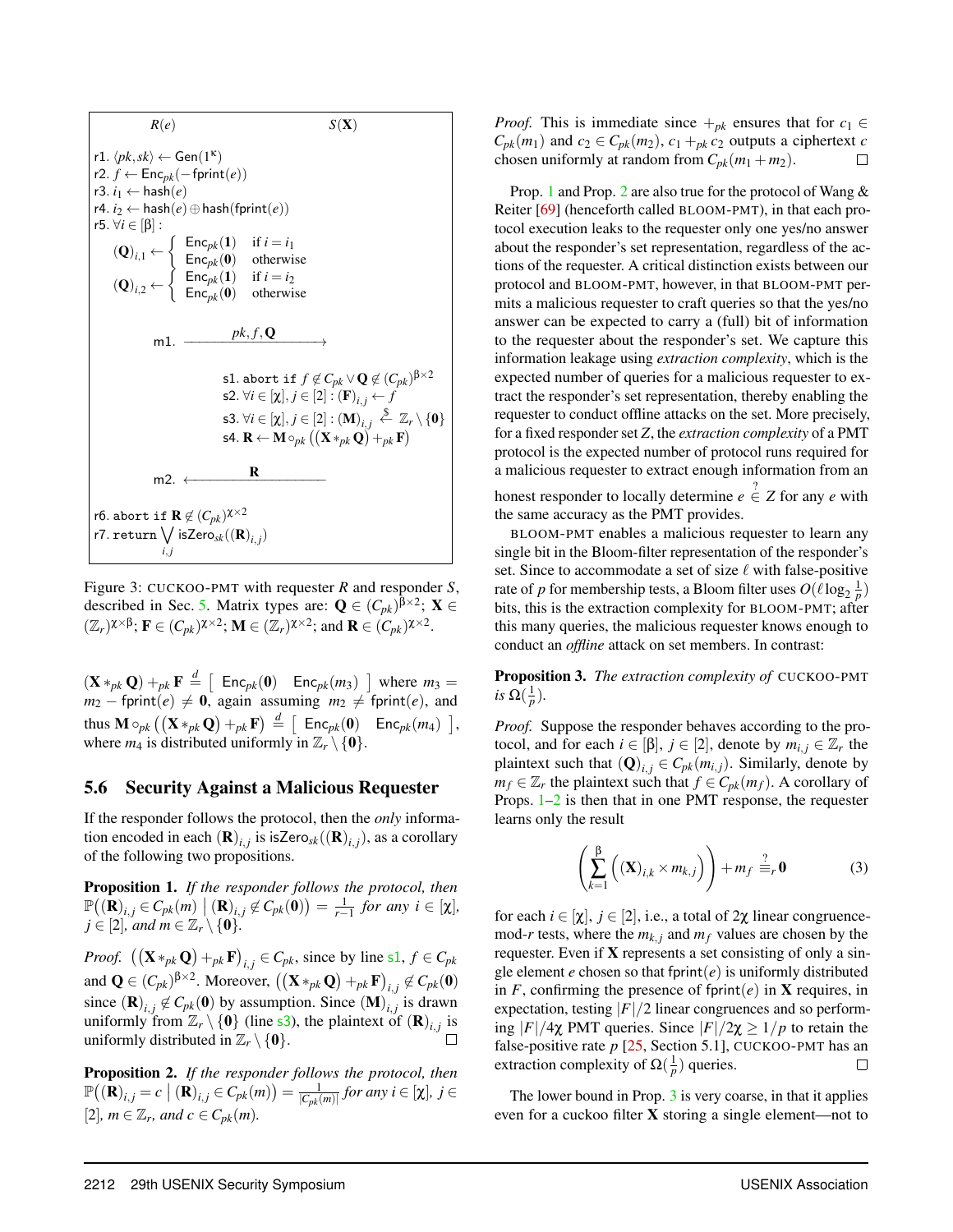**$R(e)$** **$S(\mathbf{X})$**

r1. $\langle pk, sk \rangle \leftarrow \mathsf{Gen}(1^\kappa)$
r2. $f \leftarrow \mathsf{Enc}_{pk}(-\mathsf{fprint}(e))$
r3. $i_1 \leftarrow \mathsf{hash}(e)$
r4. $i_2 \leftarrow \mathsf{hash}(e) \oplus \mathsf{hash}(\mathsf{fprint}(e))$
r5. $\forall i \in [\beta]$ :

$$(\mathbf{Q})_{i,1} \leftarrow \begin{cases} \mathsf{Enc}_{pk}(\mathbf{1}) & \text{if } i = i_1 \\ \mathsf{Enc}_{pk}(\mathbf{0}) & \text{otherwise} \end{cases}$$

$$(\mathbf{Q})_{i,2} \leftarrow \begin{cases} \mathsf{Enc}_{pk}(\mathbf{1}) & \text{if } i = i_2 \\ \mathsf{Enc}_{pk}(\mathbf{0}) & \text{otherwise} \end{cases}$$

m1. $\xrightarrow{\quad pk, f, \mathbf{Q} \quad}$

s1. `abort if` $f \notin C_{pk} \vee \mathbf{Q} \notin (C_{pk})^{\beta \times 2}$
s2. $\forall i \in [\chi], j \in [2] : (\mathbf{F})_{i,j} \leftarrow f$
s3. $\forall i \in [\chi], j \in [2] : (\mathbf{M})_{i,j} \overset{\$}{\leftarrow} \mathbb{Z}_r \setminus \{\mathbf{0}\}$
s4. $\mathbf{R} \leftarrow \mathbf{M} \circ_{pk} ((\mathbf{X} *_{pk} \mathbf{Q}) +_{pk} \mathbf{F})$

m2. $\xleftarrow{\quad \mathbf{R} \quad}$

r6. `abort if` $\mathbf{R} \notin (C_{pk})^{\chi \times 2}$
r7. `return` $\bigvee_{i,j} \mathsf{isZero}_{sk}((\mathbf{R})_{i,j})$

Figure 3: CUCKOO-PMT with requester $R$ and responder $S$, described in Sec. 5. Matrix types are: $\mathbf{Q} \in (C_{pk})^{\beta \times 2}$; $\mathbf{X} \in (\mathbb{Z}_r)^{\chi \times \beta}$; $\mathbf{F} \in (C_{pk})^{\chi \times 2}$; $\mathbf{M} \in (\mathbb{Z}_r)^{\chi \times 2}$; and $\mathbf{R} \in (C_{pk})^{\chi \times 2}$.

$(\mathbf{X} *_{pk} \mathbf{Q}) +_{pk} \mathbf{F} \overset{d}{=} [\ \mathsf{Enc}_{pk}(\mathbf{0}) \quad \mathsf{Enc}_{pk}(m_3)\ ]$ where $m_3 = m_2 - \mathsf{fprint}(e) \neq \mathbf{0}$, again assuming $m_2 \neq \mathsf{fprint}(e)$, and thus $\mathbf{M} \circ_{pk} ((\mathbf{X} *_{pk} \mathbf{Q}) +_{pk} \mathbf{F}) \overset{d}{=} [\ \mathsf{Enc}_{pk}(\mathbf{0}) \quad \mathsf{Enc}_{pk}(m_4)\ ]$, where $m_4$ is distributed uniformly in $\mathbb{Z}_r \setminus \{\mathbf{0}\}$.

## 5.6 Security Against a Malicious Requester

If the responder follows the protocol, then the *only* information encoded in each $(\mathbf{R})_{i,j}$ is $\mathsf{isZero}_{sk}((\mathbf{R})_{i,j})$, as a corollary of the following two propositions.

**Proposition 1.** *If the responder follows the protocol, then* $\mathbb{P}((\mathbf{R})_{i,j} \in C_{pk}(m) \mid (\mathbf{R})_{i,j} \notin C_{pk}(\mathbf{0})) = \frac{1}{r-1}$ *for any* $i \in [\chi]$, $j \in [2]$, *and* $m \in \mathbb{Z}_r \setminus \{\mathbf{0}\}$.

*Proof.* $((\mathbf{X} *_{pk} \mathbf{Q}) +_{pk} \mathbf{F})_{i,j} \in C_{pk}$, since by line s1, $f \in C_{pk}$ and $\mathbf{Q} \in (C_{pk})^{\beta \times 2}$. Moreover, $((\mathbf{X} *_{pk} \mathbf{Q}) +_{pk} \mathbf{F})_{i,j} \notin C_{pk}(\mathbf{0})$ since $(\mathbf{R})_{i,j} \notin C_{pk}(\mathbf{0})$ by assumption. Since $(\mathbf{M})_{i,j}$ is drawn uniformly from $\mathbb{Z}_r \setminus \{\mathbf{0}\}$ (line s3), the plaintext of $(\mathbf{R})_{i,j}$ is uniformly distributed in $\mathbb{Z}_r \setminus \{\mathbf{0}\}$. ☐

**Proposition 2.** *If the responder follows the protocol, then* $\mathbb{P}((\mathbf{R})_{i,j} = c \mid (\mathbf{R})_{i,j} \in C_{pk}(m)) = \frac{1}{|C_{pk}(m)|}$ *for any* $i \in [\chi]$, $j \in [2]$, $m \in \mathbb{Z}_r$, *and* $c \in C_{pk}(m)$.

*Proof.* This is immediate since $+_{pk}$ ensures that for $c_1 \in C_{pk}(m_1)$ and $c_2 \in C_{pk}(m_2)$, $c_1 +_{pk} c_2$ outputs a ciphertext $c$ chosen uniformly at random from $C_{pk}(m_1 + m_2)$. ☐

Prop. 1 and Prop. 2 are also true for the protocol of Wang & Reiter [69] (henceforth called BLOOM-PMT), in that each protocol execution leaks to the requester only one yes/no answer about the responder's set representation, regardless of the actions of the requester. A critical distinction exists between our protocol and BLOOM-PMT, however, in that BLOOM-PMT permits a malicious requester to craft queries so that the yes/no answer can be expected to carry a (full) bit of information to the requester about the responder's set. We capture this information leakage using *extraction complexity*, which is the expected number of queries for a malicious requester to extract the responder's set representation, thereby enabling the requester to conduct offline attacks on the set. More precisely, for a fixed responder set $Z$, the *extraction complexity* of a PMT protocol is the expected number of protocol runs required for a malicious requester to extract enough information from an honest responder to locally determine $e \overset{?}{\in} Z$ for any $e$ with the same accuracy as the PMT provides.

BLOOM-PMT enables a malicious requester to learn any single bit in the Bloom-filter representation of the responder's set. Since to accommodate a set of size $\ell$ with false-positive rate of $p$ for membership tests, a Bloom filter uses $O(\ell \log_2 \frac{1}{p})$ bits, this is the extraction complexity for BLOOM-PMT; after this many queries, the malicious requester knows enough to conduct an *offline* attack on set members. In contrast:

**Proposition 3.** *The extraction complexity of* CUCKOO-PMT *is* $\Omega(\frac{1}{p})$.

*Proof.* Suppose the responder behaves according to the protocol, and for each $i \in [\beta]$, $j \in [2]$, denote by $m_{i,j} \in \mathbb{Z}_r$ the plaintext such that $(\mathbf{Q})_{i,j} \in C_{pk}(m_{i,j})$. Similarly, denote by $m_f \in \mathbb{Z}_r$ the plaintext such that $f \in C_{pk}(m_f)$. A corollary of Props. 1–2 is then that in one PMT response, the requester learns only the result

$$\left( \sum_{k=1}^{\beta} \left( (\mathbf{X})_{i,k} \times m_{k,j} \right) \right) + m_f \overset{?}{\equiv}_r \mathbf{0} \tag{3}$$

for each $i \in [\chi]$, $j \in [2]$, i.e., a total of $2\chi$ linear congruence-mod-$r$ tests, where the $m_{k,j}$ and $m_f$ values are chosen by the requester. Even if $\mathbf{X}$ represents a set consisting of only a single element $e$ chosen so that $\mathsf{fprint}(e)$ is uniformly distributed in $F$, confirming the presence of $\mathsf{fprint}(e)$ in $\mathbf{X}$ requires, in expectation, testing $|F|/2$ linear congruences and so performing $|F|/4\chi$ PMT queries. Since $|F|/2\chi \geq 1/p$ to retain the false-positive rate $p$ [25, Section 5.1], CUCKOO-PMT has an extraction complexity of $\Omega(\frac{1}{p})$ queries. ☐

The lower bound in Prop. 3 is very coarse, in that it applies even for a cuckoo filter $\mathbf{X}$ storing a single element—not to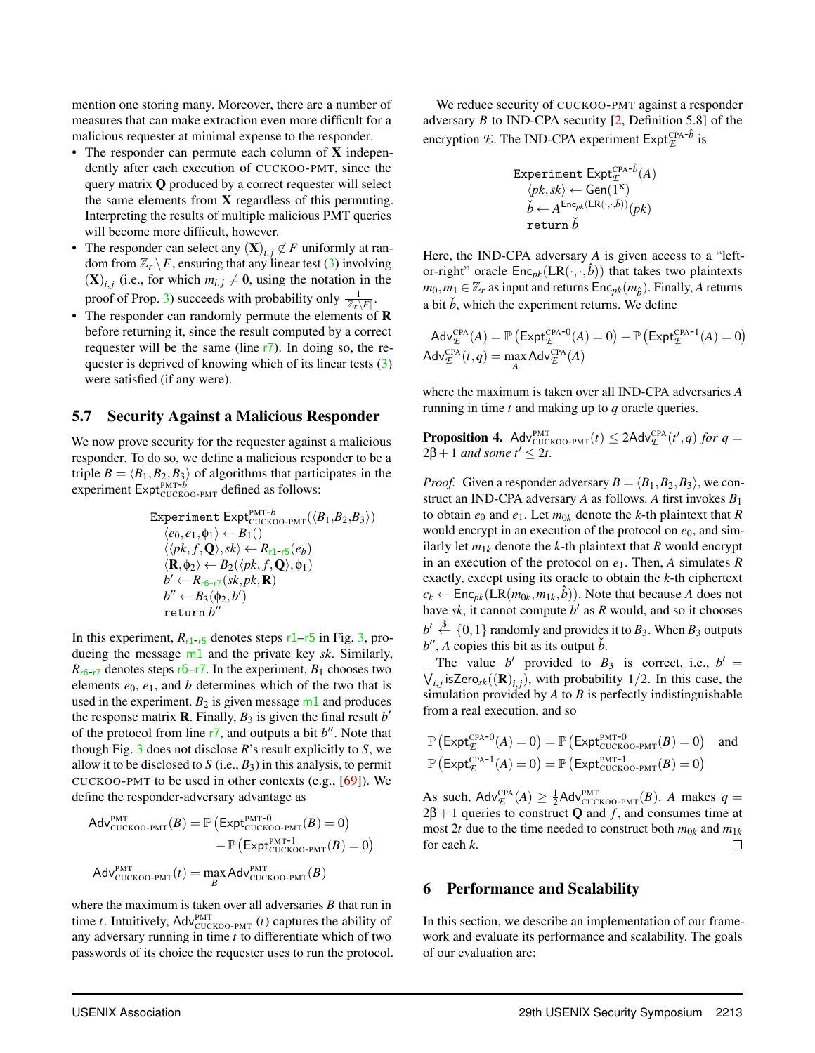mention one storing many. Moreover, there are a number of measures that can make extraction even more difficult for a malicious requester at minimal expense to the responder.

- The responder can permute each column of $\mathbf{X}$ independently after each execution of CUCKOO-PMT, since the query matrix $\mathbf{Q}$ produced by a correct requester will select the same elements from $\mathbf{X}$ regardless of this permuting. Interpreting the results of multiple malicious PMT queries will become more difficult, however.
- The responder can select any $(\mathbf{X})_{i,j} \notin F$ uniformly at random from $\mathbb{Z}_r \setminus F$, ensuring that any linear test (3) involving $(\mathbf{X})_{i,j}$ (i.e., for which $m_{i,j} \neq \mathbf{0}$, using the notation in the proof of Prop. 3) succeeds with probability only $\frac{1}{|\mathbb{Z}_r \setminus F|}$.
- The responder can randomly permute the elements of $\mathbf{R}$ before returning it, since the result computed by a correct requester will be the same (line r7). In doing so, the requester is deprived of knowing which of its linear tests (3) were satisfied (if any were).

## 5.7 Security Against a Malicious Responder

We now prove security for the requester against a malicious responder. To do so, we define a malicious responder to be a triple $B = \langle B_1, B_2, B_3 \rangle$ of algorithms that participates in the experiment $\mathsf{Expt}^{\text{PMT-}b}_{\text{CUCKOO-PMT}}$ defined as follows:

$$
\begin{array}{l}
\texttt{Experiment } \mathsf{Expt}^{\text{PMT-}b}_{\text{CUCKOO-PMT}}(\langle B_1, B_2, B_3 \rangle) \\
\quad \langle e_0, e_1, \phi_1 \rangle \leftarrow B_1() \\
\quad \langle \langle pk, f, \mathbf{Q} \rangle, sk \rangle \leftarrow R_{\text{r1-r5}}(e_b) \\
\quad \langle \mathbf{R}, \phi_2 \rangle \leftarrow B_2(\langle pk, f, \mathbf{Q} \rangle, \phi_1) \\
\quad b' \leftarrow R_{\text{r6-r7}}(sk, pk, \mathbf{R}) \\
\quad b'' \leftarrow B_3(\phi_2, b') \\
\quad \texttt{return } b''
\end{array}
$$

In this experiment, $R_{\text{r1-r5}}$ denotes steps r1–r5 in Fig. 3, producing the message m1 and the private key $sk$. Similarly, $R_{\text{r6-r7}}$ denotes steps r6–r7. In the experiment, $B_1$ chooses two elements $e_0$, $e_1$, and $b$ determines which of the two that is used in the experiment. $B_2$ is given message m1 and produces the response matrix $\mathbf{R}$. Finally, $B_3$ is given the final result $b'$ of the protocol from line r7, and outputs a bit $b''$. Note that though Fig. 3 does not disclose $R$'s result explicitly to $S$, we allow it to be disclosed to $S$ (i.e., $B_3$) in this analysis, to permit CUCKOO-PMT to be used in other contexts (e.g., [69]). We define the responder-adversary advantage as

$$
\begin{aligned}
\mathsf{Adv}^{\text{PMT}}_{\text{CUCKOO-PMT}}(B) &= \mathbb{P}\left(\mathsf{Expt}^{\text{PMT-0}}_{\text{CUCKOO-PMT}}(B) = 0\right) \\
&\quad - \mathbb{P}\left(\mathsf{Expt}^{\text{PMT-1}}_{\text{CUCKOO-PMT}}(B) = 0\right) \\
\mathsf{Adv}^{\text{PMT}}_{\text{CUCKOO-PMT}}(t) &= \max_{B} \mathsf{Adv}^{\text{PMT}}_{\text{CUCKOO-PMT}}(B)
\end{aligned}
$$

where the maximum is taken over all adversaries $B$ that run in time $t$. Intuitively, $\mathsf{Adv}^{\text{PMT}}_{\text{CUCKOO-PMT}}(t)$ captures the ability of any adversary running in time $t$ to differentiate which of two passwords of its choice the requester uses to run the protocol.

We reduce security of CUCKOO-PMT against a responder adversary $B$ to IND-CPA security [2, Definition 5.8] of the encryption $\mathcal{E}$. The IND-CPA experiment $\mathsf{Expt}^{\text{CPA-}\hat{b}}_{\mathcal{E}}$ is

$$
\begin{array}{l}
\texttt{Experiment } \mathsf{Expt}^{\text{CPA-}\hat{b}}_{\mathcal{E}}(A) \\
\quad \langle pk, sk \rangle \leftarrow \mathsf{Gen}(1^{\kappa}) \\
\quad \check{b} \leftarrow A^{\mathsf{Enc}_{pk}(\mathrm{LR}(\cdot,\cdot,\hat{b}))}(pk) \\
\quad \texttt{return } \check{b}
\end{array}
$$

Here, the IND-CPA adversary $A$ is given access to a "left-or-right" oracle $\mathsf{Enc}_{pk}(\mathrm{LR}(\cdot,\cdot,\hat{b}))$ that takes two plaintexts $m_0, m_1 \in \mathbb{Z}_r$ as input and returns $\mathsf{Enc}_{pk}(m_{\hat{b}})$. Finally, $A$ returns a bit $\check{b}$, which the experiment returns. We define

$$
\begin{aligned}
&\mathsf{Adv}^{\text{CPA}}_{\mathcal{E}}(A) = \mathbb{P}\left(\mathsf{Expt}^{\text{CPA-0}}_{\mathcal{E}}(A) = 0\right) - \mathbb{P}\left(\mathsf{Expt}^{\text{CPA-1}}_{\mathcal{E}}(A) = 0\right) \\
&\mathsf{Adv}^{\text{CPA}}_{\mathcal{E}}(t, q) = \max_{A} \mathsf{Adv}^{\text{CPA}}_{\mathcal{E}}(A)
\end{aligned}
$$

where the maximum is taken over all IND-CPA adversaries $A$ running in time $t$ and making up to $q$ oracle queries.

**Proposition 4.** *$\mathsf{Adv}^{\text{PMT}}_{\text{CUCKOO-PMT}}(t) \leq 2\mathsf{Adv}^{\text{CPA}}_{\mathcal{E}}(t', q)$ for $q = 2\beta + 1$ and some $t' \leq 2t$.*

*Proof.* Given a responder adversary $B = \langle B_1, B_2, B_3 \rangle$, we construct an IND-CPA adversary $A$ as follows. $A$ first invokes $B_1$ to obtain $e_0$ and $e_1$. Let $m_{0k}$ denote the $k$-th plaintext that $R$ would encrypt in an execution of the protocol on $e_0$, and similarly let $m_{1k}$ denote the $k$-th plaintext that $R$ would encrypt in an execution of the protocol on $e_1$. Then, $A$ simulates $R$ exactly, except using its oracle to obtain the $k$-th ciphertext $c_k \leftarrow \mathsf{Enc}_{pk}(\mathrm{LR}(m_{0k}, m_{1k}, \hat{b}))$. Note that because $A$ does not have $sk$, it cannot compute $b'$ as $R$ would, and so it chooses $b' \xleftarrow{\$} \{0,1\}$ randomly and provides it to $B_3$. When $B_3$ outputs $b''$, $A$ copies this bit as its output $\check{b}$.

The value $b'$ provided to $B_3$ is correct, i.e., $b' = \bigvee_{i,j} \mathsf{isZero}_{sk}((\mathbf{R})_{i,j})$, with probability $1/2$. In this case, the simulation provided by $A$ to $B$ is perfectly indistinguishable from a real execution, and so

$$
\mathbb{P}\left(\mathsf{Expt}^{\text{CPA-0}}_{\mathcal{E}}(A) = 0\right) = \mathbb{P}\left(\mathsf{Expt}^{\text{PMT-0}}_{\text{CUCKOO-PMT}}(B) = 0\right) \quad \text{and}
$$
$$
\mathbb{P}\left(\mathsf{Expt}^{\text{CPA-1}}_{\mathcal{E}}(A) = 0\right) = \mathbb{P}\left(\mathsf{Expt}^{\text{PMT-1}}_{\text{CUCKOO-PMT}}(B) = 0\right)
$$

As such, $\mathsf{Adv}^{\text{CPA}}_{\mathcal{E}}(A) \geq \frac{1}{2}\mathsf{Adv}^{\text{PMT}}_{\text{CUCKOO-PMT}}(B)$. $A$ makes $q = 2\beta + 1$ queries to construct $\mathbf{Q}$ and $f$, and consumes time at most $2t$ due to the time needed to construct both $m_{0k}$ and $m_{1k}$ for each $k$. $\square$

# 6 Performance and Scalability

In this section, we describe an implementation of our framework and evaluate its performance and scalability. The goals of our evaluation are: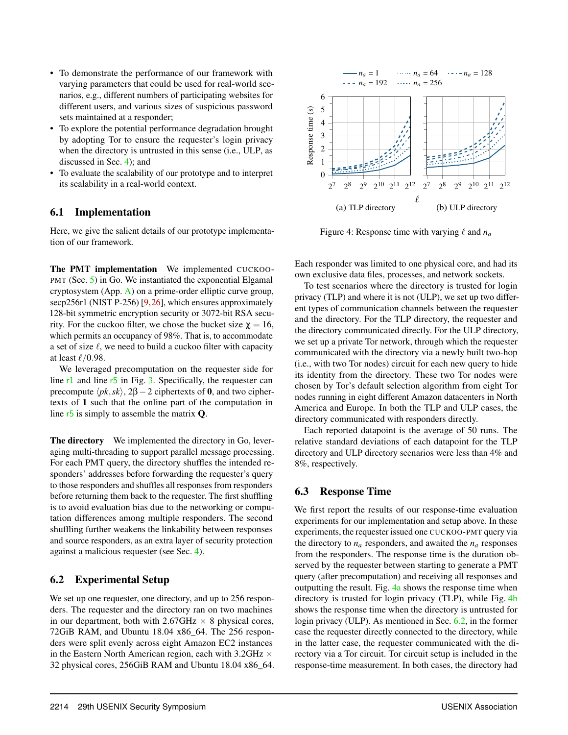- To demonstrate the performance of our framework with varying parameters that could be used for real-world scenarios, e.g., different numbers of participating websites for different users, and various sizes of suspicious password sets maintained at a responder;
- To explore the potential performance degradation brought by adopting Tor to ensure the requester's login privacy when the directory is untrusted in this sense (i.e., ULP, as discussed in Sec. 4); and
- To evaluate the scalability of our prototype and to interpret its scalability in a real-world context.

## 6.1 Implementation

Here, we give the salient details of our prototype implementation of our framework.

**The PMT implementation** We implemented CUCKOO-PMT (Sec. 5) in Go. We instantiated the exponential Elgamal cryptosystem (App. A) on a prime-order elliptic curve group, secp256r1 (NIST P-256) [9,26], which ensures approximately 128-bit symmetric encryption security or 3072-bit RSA security. For the cuckoo filter, we chose the bucket size $\chi = 16$, which permits an occupancy of 98%. That is, to accommodate a set of size $\ell$, we need to build a cuckoo filter with capacity at least $\ell/0.98$.

We leveraged precomputation on the requester side for line r1 and line r5 in Fig. 3. Specifically, the requester can precompute $\langle pk, sk \rangle$, $2\beta - 2$ ciphertexts of $\mathbf{0}$, and two ciphertexts of $\mathbf{1}$ such that the online part of the computation in line r5 is simply to assemble the matrix $\mathbf{Q}$.

**The directory** We implemented the directory in Go, leveraging multi-threading to support parallel message processing. For each PMT query, the directory shuffles the intended responders' addresses before forwarding the requester's query to those responders and shuffles all responses from responders before returning them back to the requester. The first shuffling is to avoid evaluation bias due to the networking or computation differences among multiple responders. The second shuffling further weakens the linkability between responses and source responders, as an extra layer of security protection against a malicious requester (see Sec. 4).

## 6.2 Experimental Setup

We set up one requester, one directory, and up to 256 responders. The requester and the directory ran on two machines in our department, both with 2.67GHz × 8 physical cores, 72GiB RAM, and Ubuntu 18.04 x86_64. The 256 responders were split evenly across eight Amazon EC2 instances in the Eastern North American region, each with 3.2GHz × 32 physical cores, 256GiB RAM and Ubuntu 18.04 x86_64. Each responder was limited to one physical core, and had its own exclusive data files, processes, and network sockets.

To test scenarios where the directory is trusted for login privacy (TLP) and where it is not (ULP), we set up two different types of communication channels between the requester and the directory. For the TLP directory, the requester and the directory communicated directly. For the ULP directory, we set up a private Tor network, through which the requester communicated with the directory via a newly built two-hop (i.e., with two Tor nodes) circuit for each new query to hide its identity from the directory. These two Tor nodes were chosen by Tor's default selection algorithm from eight Tor nodes running in eight different Amazon datacenters in North America and Europe. In both the TLP and ULP cases, the directory communicated with responders directly.

Each reported datapoint is the average of 50 runs. The relative standard deviations of each datapoint for the TLP directory and ULP directory scenarios were less than 4% and 8%, respectively.

Figure 4: Response time with varying $\ell$ and $n_a$

## 6.3 Response Time

We first report the results of our response-time evaluation experiments for our implementation and setup above. In these experiments, the requester issued one CUCKOO-PMT query via the directory to $n_a$ responders, and awaited the $n_a$ responses from the responders. The response time is the duration observed by the requester between starting to generate a PMT query (after precomputation) and receiving all responses and outputting the result. Fig. 4a shows the response time when directory is trusted for login privacy (TLP), while Fig. 4b shows the response time when the directory is untrusted for login privacy (ULP). As mentioned in Sec. 6.2, in the former case the requester directly connected to the directory, while in the latter case, the requester communicated with the directory via a Tor circuit. Tor circuit setup is included in the response-time measurement. In both cases, the directory had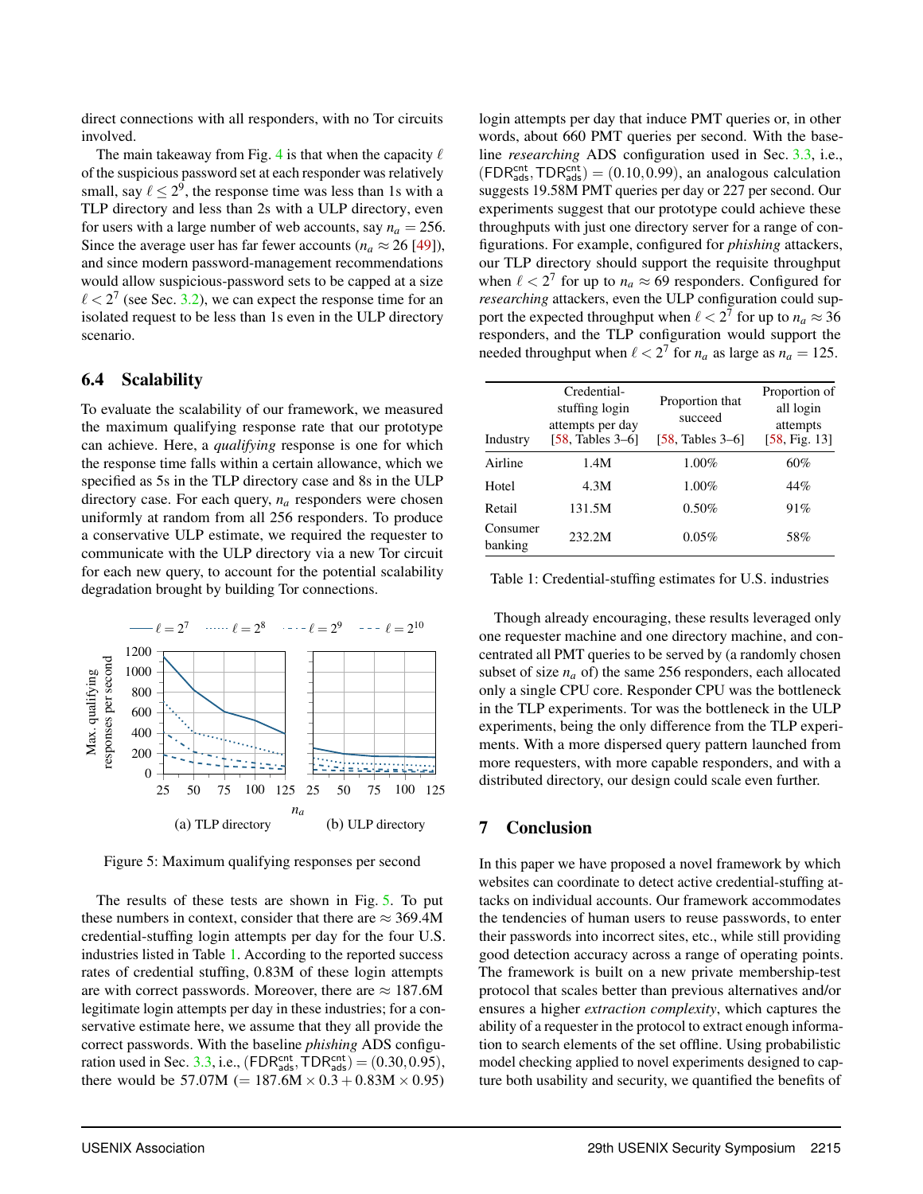direct connections with all responders, with no Tor circuits involved.

The main takeaway from Fig. 4 is that when the capacity $\ell$ of the suspicious password set at each responder was relatively small, say $\ell \leq 2^9$, the response time was less than 1s with a TLP directory and less than 2s with a ULP directory, even for users with a large number of web accounts, say $n_a = 256$. Since the average user has far fewer accounts ($n_a \approx 26$ [49]), and since modern password-management recommendations would allow suspicious-password sets to be capped at a size $\ell < 2^7$ (see Sec. 3.2), we can expect the response time for an isolated request to be less than 1s even in the ULP directory scenario.

### 6.4 Scalability

To evaluate the scalability of our framework, we measured the maximum qualifying response rate that our prototype can achieve. Here, a *qualifying* response is one for which the response time falls within a certain allowance, which we specified as 5s in the TLP directory case and 8s in the ULP directory case. For each query, $n_a$ responders were chosen uniformly at random from all 256 responders. To produce a conservative ULP estimate, we required the requester to communicate with the ULP directory via a new Tor circuit for each new query, to account for the potential scalability degradation brought by building Tor connections.

Figure 5: Maximum qualifying responses per second

The results of these tests are shown in Fig. 5. To put these numbers in context, consider that there are $\approx$ 369.4M credential-stuffing login attempts per day for the four U.S. industries listed in Table 1. According to the reported success rates of credential stuffing, 0.83M of these login attempts are with correct passwords. Moreover, there are $\approx$ 187.6M legitimate login attempts per day in these industries; for a conservative estimate here, we assume that they all provide the correct passwords. With the baseline *phishing* ADS configuration used in Sec. 3.3, i.e., $(\mathsf{FDR}^{\mathsf{cnt}}_{\mathsf{ads}}, \mathsf{TDR}^{\mathsf{cnt}}_{\mathsf{ads}}) = (0.30, 0.95)$, there would be 57.07M ($= 187.6\text{M} \times 0.3 + 0.83\text{M} \times 0.95$) login attempts per day that induce PMT queries or, in other words, about 660 PMT queries per second. With the baseline *researching* ADS configuration used in Sec. 3.3, i.e., $(\mathsf{FDR}^{\mathsf{cnt}}_{\mathsf{ads}}, \mathsf{TDR}^{\mathsf{cnt}}_{\mathsf{ads}}) = (0.10, 0.99)$, an analogous calculation suggests 19.58M PMT queries per day or 227 per second. Our experiments suggest that our prototype could achieve these throughputs with just one directory server for a range of configurations. For example, configured for *phishing* attackers, our TLP directory should support the requisite throughput when $\ell < 2^7$ for up to $n_a \approx 69$ responders. Configured for *researching* attackers, even the ULP configuration could support the expected throughput when $\ell < 2^7$ for up to $n_a \approx 36$ responders, and the TLP configuration would support the needed throughput when $\ell < 2^7$ for $n_a$ as large as $n_a = 125$.

| Industry | Credential-stuffing login attempts per day [58, Tables 3–6] | Proportion that succeed [58, Tables 3–6] | Proportion of all login attempts [58, Fig. 13] |
|---|---|---|---|
| Airline | 1.4M | 1.00% | 60% |
| Hotel | 4.3M | 1.00% | 44% |
| Retail | 131.5M | 0.50% | 91% |
| Consumer banking | 232.2M | 0.05% | 58% |

Table 1: Credential-stuffing estimates for U.S. industries

Though already encouraging, these results leveraged only one requester machine and one directory machine, and concentrated all PMT queries to be served by (a randomly chosen subset of size $n_a$ of) the same 256 responders, each allocated only a single CPU core. Responder CPU was the bottleneck in the TLP experiments. Tor was the bottleneck in the ULP experiments, being the only difference from the TLP experiments. With a more dispersed query pattern launched from more requesters, with more capable responders, and with a distributed directory, our design could scale even further.

## 7 Conclusion

In this paper we have proposed a novel framework by which websites can coordinate to detect active credential-stuffing attacks on individual accounts. Our framework accommodates the tendencies of human users to reuse passwords, to enter their passwords into incorrect sites, etc., while still providing good detection accuracy across a range of operating points. The framework is built on a new private membership-test protocol that scales better than previous alternatives and/or ensures a higher *extraction complexity*, which captures the ability of a requester in the protocol to extract enough information to search elements of the set offline. Using probabilistic model checking applied to novel experiments designed to capture both usability and security, we quantified the benefits of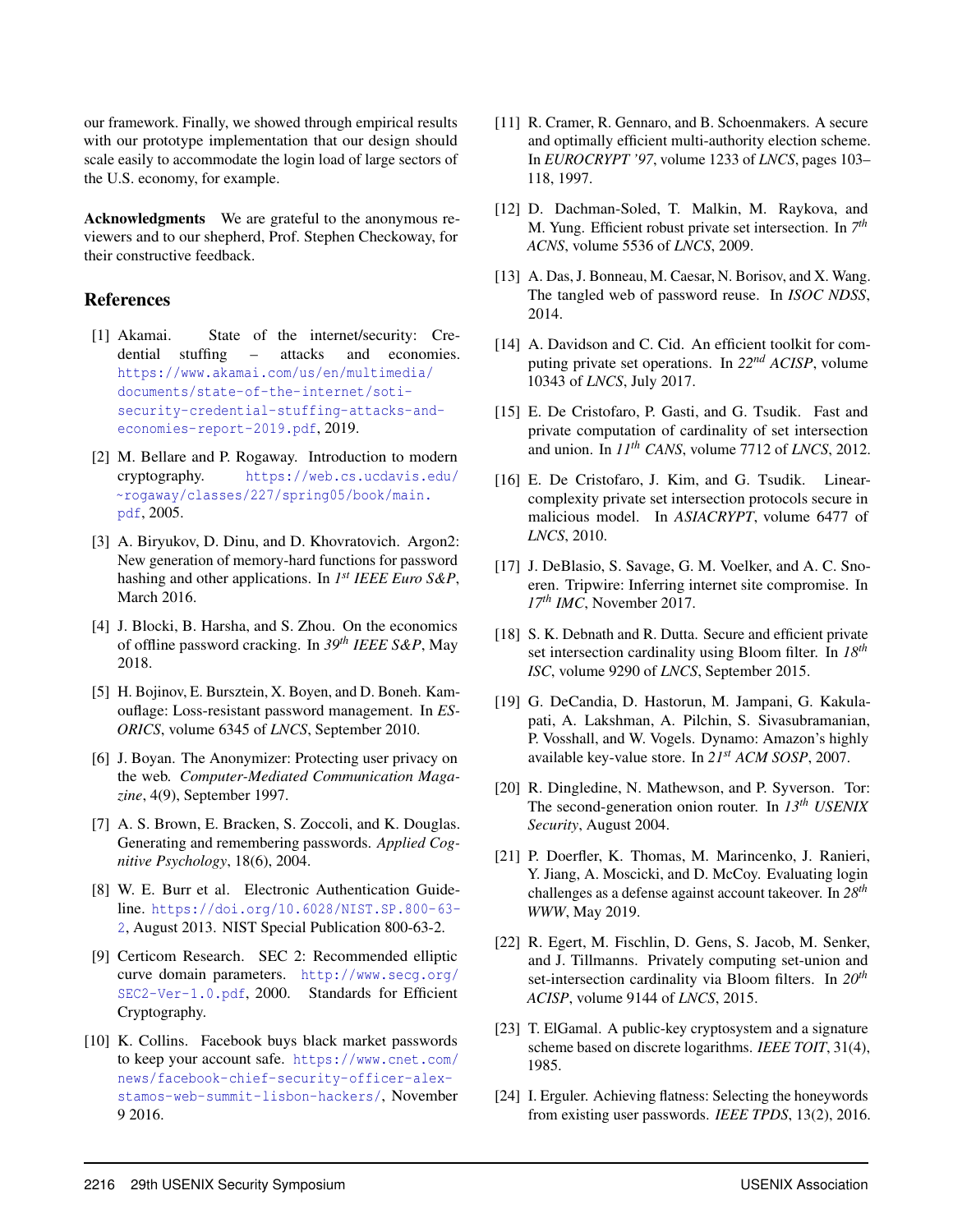our framework. Finally, we showed through empirical results with our prototype implementation that our design should scale easily to accommodate the login load of large sectors of the U.S. economy, for example.

**Acknowledgments** We are grateful to the anonymous reviewers and to our shepherd, Prof. Stephen Checkoway, for their constructive feedback.

## References

[1] Akamai. State of the internet/security: Credential stuffing – attacks and economies. https://www.akamai.com/us/en/multimedia/documents/state-of-the-internet/soti-security-credential-stuffing-attacks-and-economies-report-2019.pdf, 2019.

[2] M. Bellare and P. Rogaway. Introduction to modern cryptography. https://web.cs.ucdavis.edu/~rogaway/classes/227/spring05/book/main.pdf, 2005.

[3] A. Biryukov, D. Dinu, and D. Khovratovich. Argon2: New generation of memory-hard functions for password hashing and other applications. In *1st IEEE Euro S&P*, March 2016.

[4] J. Blocki, B. Harsha, and S. Zhou. On the economics of offline password cracking. In *39th IEEE S&P*, May 2018.

[5] H. Bojinov, E. Bursztein, X. Boyen, and D. Boneh. Kamouflage: Loss-resistant password management. In *ESORICS*, volume 6345 of *LNCS*, September 2010.

[6] J. Boyan. The Anonymizer: Protecting user privacy on the web. *Computer-Mediated Communication Magazine*, 4(9), September 1997.

[7] A. S. Brown, E. Bracken, S. Zoccoli, and K. Douglas. Generating and remembering passwords. *Applied Cognitive Psychology*, 18(6), 2004.

[8] W. E. Burr et al. Electronic Authentication Guideline. https://doi.org/10.6028/NIST.SP.800-63-2, August 2013. NIST Special Publication 800-63-2.

[9] Certicom Research. SEC 2: Recommended elliptic curve domain parameters. http://www.secg.org/SEC2-Ver-1.0.pdf, 2000. Standards for Efficient Cryptography.

[10] K. Collins. Facebook buys black market passwords to keep your account safe. https://www.cnet.com/news/facebook-chief-security-officer-alex-stamos-web-summit-lisbon-hackers/, November 9 2016.

[11] R. Cramer, R. Gennaro, and B. Schoenmakers. A secure and optimally efficient multi-authority election scheme. In *EUROCRYPT '97*, volume 1233 of *LNCS*, pages 103–118, 1997.

[12] D. Dachman-Soled, T. Malkin, M. Raykova, and M. Yung. Efficient robust private set intersection. In *7th ACNS*, volume 5536 of *LNCS*, 2009.

[13] A. Das, J. Bonneau, M. Caesar, N. Borisov, and X. Wang. The tangled web of password reuse. In *ISOC NDSS*, 2014.

[14] A. Davidson and C. Cid. An efficient toolkit for computing private set operations. In *22nd ACISP*, volume 10343 of *LNCS*, July 2017.

[15] E. De Cristofaro, P. Gasti, and G. Tsudik. Fast and private computation of cardinality of set intersection and union. In *11th CANS*, volume 7712 of *LNCS*, 2012.

[16] E. De Cristofaro, J. Kim, and G. Tsudik. Linear-complexity private set intersection protocols secure in malicious model. In *ASIACRYPT*, volume 6477 of *LNCS*, 2010.

[17] J. DeBlasio, S. Savage, G. M. Voelker, and A. C. Snoeren. Tripwire: Inferring internet site compromise. In *17th IMC*, November 2017.

[18] S. K. Debnath and R. Dutta. Secure and efficient private set intersection cardinality using Bloom filter. In *18th ISC*, volume 9290 of *LNCS*, September 2015.

[19] G. DeCandia, D. Hastorun, M. Jampani, G. Kakulapati, A. Lakshman, A. Pilchin, S. Sivasubramanian, P. Vosshall, and W. Vogels. Dynamo: Amazon's highly available key-value store. In *21st ACM SOSP*, 2007.

[20] R. Dingledine, N. Mathewson, and P. Syverson. Tor: The second-generation onion router. In *13th USENIX Security*, August 2004.

[21] P. Doerfler, K. Thomas, M. Marincenko, J. Ranieri, Y. Jiang, A. Moscicki, and D. McCoy. Evaluating login challenges as a defense against account takeover. In *28th WWW*, May 2019.

[22] R. Egert, M. Fischlin, D. Gens, S. Jacob, M. Senker, and J. Tillmanns. Privately computing set-union and set-intersection cardinality via Bloom filters. In *20th ACISP*, volume 9144 of *LNCS*, 2015.

[23] T. ElGamal. A public-key cryptosystem and a signature scheme based on discrete logarithms. *IEEE TOIT*, 31(4), 1985.

[24] I. Erguler. Achieving flatness: Selecting the honeywords from existing user passwords. *IEEE TPDS*, 13(2), 2016.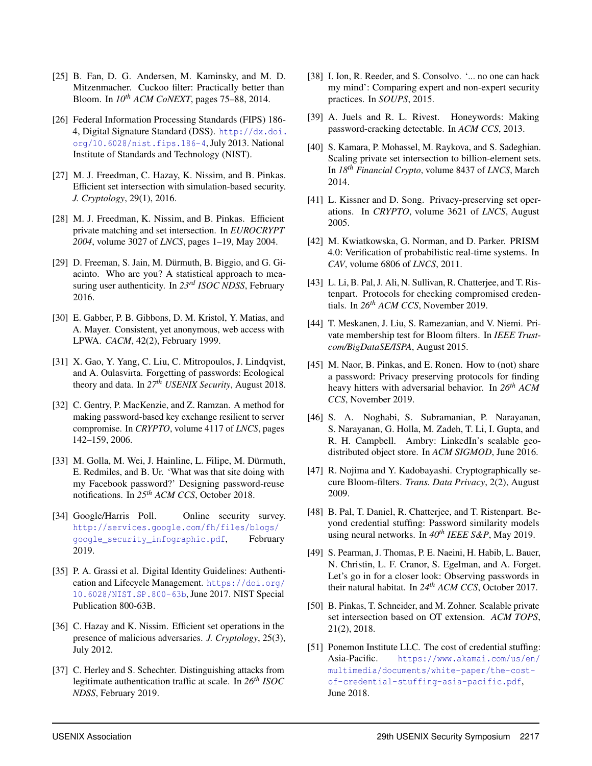[25] B. Fan, D. G. Andersen, M. Kaminsky, and M. D. Mitzenmacher. Cuckoo filter: Practically better than Bloom. In *10th ACM CoNEXT*, pages 75–88, 2014.

[26] Federal Information Processing Standards (FIPS) 186-4, Digital Signature Standard (DSS). http://dx.doi.org/10.6028/nist.fips.186-4, July 2013. National Institute of Standards and Technology (NIST).

[27] M. J. Freedman, C. Hazay, K. Nissim, and B. Pinkas. Efficient set intersection with simulation-based security. *J. Cryptology*, 29(1), 2016.

[28] M. J. Freedman, K. Nissim, and B. Pinkas. Efficient private matching and set intersection. In *EUROCRYPT 2004*, volume 3027 of *LNCS*, pages 1–19, May 2004.

[29] D. Freeman, S. Jain, M. Dürmuth, B. Biggio, and G. Giacinto. Who are you? A statistical approach to measuring user authenticity. In *23rd ISOC NDSS*, February 2016.

[30] E. Gabber, P. B. Gibbons, D. M. Kristol, Y. Matias, and A. Mayer. Consistent, yet anonymous, web access with LPWA. *CACM*, 42(2), February 1999.

[31] X. Gao, Y. Yang, C. Liu, C. Mitropoulos, J. Lindqvist, and A. Oulasvirta. Forgetting of passwords: Ecological theory and data. In *27th USENIX Security*, August 2018.

[32] C. Gentry, P. MacKenzie, and Z. Ramzan. A method for making password-based key exchange resilient to server compromise. In *CRYPTO*, volume 4117 of *LNCS*, pages 142–159, 2006.

[33] M. Golla, M. Wei, J. Hainline, L. Filipe, M. Dürmuth, E. Redmiles, and B. Ur. 'What was that site doing with my Facebook password?' Designing password-reuse notifications. In *25th ACM CCS*, October 2018.

[34] Google/Harris Poll. Online security survey. http://services.google.com/fh/files/blogs/google_security_infographic.pdf, February 2019.

[35] P. A. Grassi et al. Digital Identity Guidelines: Authentication and Lifecycle Management. https://doi.org/10.6028/NIST.SP.800-63b, June 2017. NIST Special Publication 800-63B.

[36] C. Hazay and K. Nissim. Efficient set operations in the presence of malicious adversaries. *J. Cryptology*, 25(3), July 2012.

[37] C. Herley and S. Schechter. Distinguishing attacks from legitimate authentication traffic at scale. In *26th ISOC NDSS*, February 2019.

[38] I. Ion, R. Reeder, and S. Consolvo. '... no one can hack my mind': Comparing expert and non-expert security practices. In *SOUPS*, 2015.

[39] A. Juels and R. L. Rivest. Honeywords: Making password-cracking detectable. In *ACM CCS*, 2013.

[40] S. Kamara, P. Mohassel, M. Raykova, and S. Sadeghian. Scaling private set intersection to billion-element sets. In *18th Financial Crypto*, volume 8437 of *LNCS*, March 2014.

[41] L. Kissner and D. Song. Privacy-preserving set operations. In *CRYPTO*, volume 3621 of *LNCS*, August 2005.

[42] M. Kwiatkowska, G. Norman, and D. Parker. PRISM 4.0: Verification of probabilistic real-time systems. In *CAV*, volume 6806 of *LNCS*, 2011.

[43] L. Li, B. Pal, J. Ali, N. Sullivan, R. Chatterjee, and T. Ristenpart. Protocols for checking compromised credentials. In *26th ACM CCS*, November 2019.

[44] T. Meskanen, J. Liu, S. Ramezanian, and V. Niemi. Private membership test for Bloom filters. In *IEEE Trustcom/BigDataSE/ISPA*, August 2015.

[45] M. Naor, B. Pinkas, and E. Ronen. How to (not) share a password: Privacy preserving protocols for finding heavy hitters with adversarial behavior. In *26th ACM CCS*, November 2019.

[46] S. A. Noghabi, S. Subramanian, P. Narayanan, S. Narayanan, G. Holla, M. Zadeh, T. Li, I. Gupta, and R. H. Campbell. Ambry: LinkedIn's scalable geo-distributed object store. In *ACM SIGMOD*, June 2016.

[47] R. Nojima and Y. Kadobayashi. Cryptographically secure Bloom-filters. *Trans. Data Privacy*, 2(2), August 2009.

[48] B. Pal, T. Daniel, R. Chatterjee, and T. Ristenpart. Beyond credential stuffing: Password similarity models using neural networks. In *40th IEEE S&P*, May 2019.

[49] S. Pearman, J. Thomas, P. E. Naeini, H. Habib, L. Bauer, N. Christin, L. F. Cranor, S. Egelman, and A. Forget. Let's go in for a closer look: Observing passwords in their natural habitat. In *24th ACM CCS*, October 2017.

[50] B. Pinkas, T. Schneider, and M. Zohner. Scalable private set intersection based on OT extension. *ACM TOPS*, 21(2), 2018.

[51] Ponemon Institute LLC. The cost of credential stuffing: Asia-Pacific. https://www.akamai.com/us/en/multimedia/documents/white-paper/the-cost-of-credential-stuffing-asia-pacific.pdf, June 2018.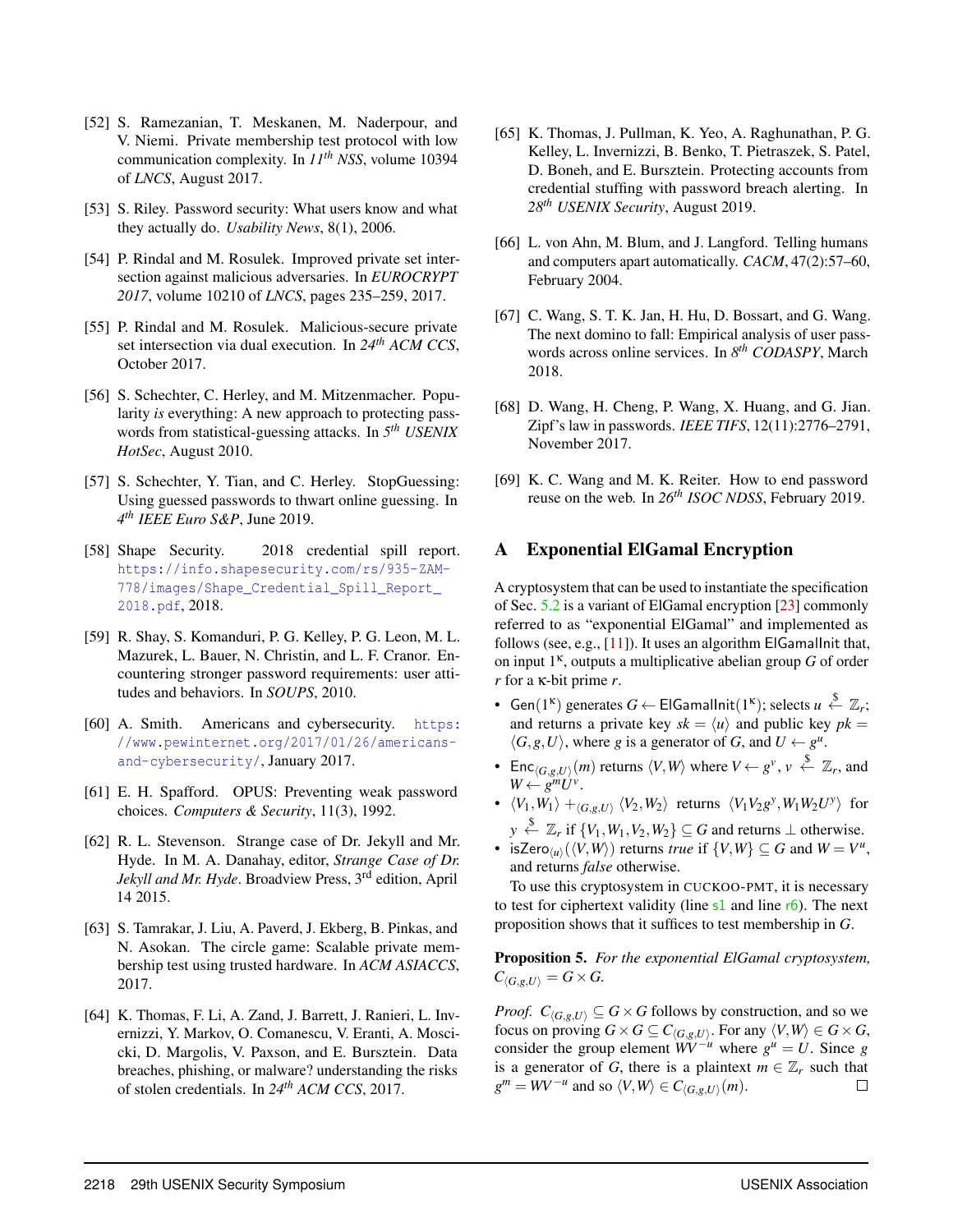[52] S. Ramezanian, T. Meskanen, M. Naderpour, and V. Niemi. Private membership test protocol with low communication complexity. In *11th NSS*, volume 10394 of *LNCS*, August 2017.

[53] S. Riley. Password security: What users know and what they actually do. *Usability News*, 8(1), 2006.

[54] P. Rindal and M. Rosulek. Improved private set intersection against malicious adversaries. In *EUROCRYPT 2017*, volume 10210 of *LNCS*, pages 235–259, 2017.

[55] P. Rindal and M. Rosulek. Malicious-secure private set intersection via dual execution. In *24th ACM CCS*, October 2017.

[56] S. Schechter, C. Herley, and M. Mitzenmacher. Popularity *is* everything: A new approach to protecting passwords from statistical-guessing attacks. In *5th USENIX HotSec*, August 2010.

[57] S. Schechter, Y. Tian, and C. Herley. StopGuessing: Using guessed passwords to thwart online guessing. In *4th IEEE Euro S&P*, June 2019.

[58] Shape Security. 2018 credential spill report. https://info.shapesecurity.com/rs/935-ZAM-778/images/Shape_Credential_Spill_Report_2018.pdf, 2018.

[59] R. Shay, S. Komanduri, P. G. Kelley, P. G. Leon, M. L. Mazurek, L. Bauer, N. Christin, and L. F. Cranor. Encountering stronger password requirements: user attitudes and behaviors. In *SOUPS*, 2010.

[60] A. Smith. Americans and cybersecurity. https://www.pewinternet.org/2017/01/26/americans-and-cybersecurity/, January 2017.

[61] E. H. Spafford. OPUS: Preventing weak password choices. *Computers & Security*, 11(3), 1992.

[62] R. L. Stevenson. Strange case of Dr. Jekyll and Mr. Hyde. In M. A. Danahay, editor, *Strange Case of Dr. Jekyll and Mr. Hyde*. Broadview Press, 3rd edition, April 14 2015.

[63] S. Tamrakar, J. Liu, A. Paverd, J. Ekberg, B. Pinkas, and N. Asokan. The circle game: Scalable private membership test using trusted hardware. In *ACM ASIACCS*, 2017.

[64] K. Thomas, F. Li, A. Zand, J. Barrett, J. Ranieri, L. Invernizzi, Y. Markov, O. Comanescu, V. Eranti, A. Moscicki, D. Margolis, V. Paxson, and E. Bursztein. Data breaches, phishing, or malware? understanding the risks of stolen credentials. In *24th ACM CCS*, 2017.

[65] K. Thomas, J. Pullman, K. Yeo, A. Raghunathan, P. G. Kelley, L. Invernizzi, B. Benko, T. Pietraszek, S. Patel, D. Boneh, and E. Bursztein. Protecting accounts from credential stuffing with password breach alerting. In *28th USENIX Security*, August 2019.

[66] L. von Ahn, M. Blum, and J. Langford. Telling humans and computers apart automatically. *CACM*, 47(2):57–60, February 2004.

[67] C. Wang, S. T. K. Jan, H. Hu, D. Bossart, and G. Wang. The next domino to fall: Empirical analysis of user passwords across online services. In *8th CODASPY*, March 2018.

[68] D. Wang, H. Cheng, P. Wang, X. Huang, and G. Jian. Zipf's law in passwords. *IEEE TIFS*, 12(11):2776–2791, November 2017.

[69] K. C. Wang and M. K. Reiter. How to end password reuse on the web. In *26th ISOC NDSS*, February 2019.

# A Exponential ElGamal Encryption

A cryptosystem that can be used to instantiate the specification of Sec. 5.2 is a variant of ElGamal encryption [23] commonly referred to as "exponential ElGamal" and implemented as follows (see, e.g., [11]). It uses an algorithm $\mathsf{ElGamalInit}$ that, on input $1^\kappa$, outputs a multiplicative abelian group $G$ of order $r$ for a $\kappa$-bit prime $r$.

- $\mathsf{Gen}(1^\kappa)$ generates $G \leftarrow \mathsf{ElGamalInit}(1^\kappa)$; selects $u \stackrel{\$}{\leftarrow} \mathbb{Z}_r$; and returns a private key $sk = \langle u \rangle$ and public key $pk = \langle G, g, U \rangle$, where $g$ is a generator of $G$, and $U \leftarrow g^u$.
- $\mathsf{Enc}_{\langle G,g,U \rangle}(m)$ returns $\langle V, W \rangle$ where $V \leftarrow g^v$, $v \stackrel{\$}{\leftarrow} \mathbb{Z}_r$, and $W \leftarrow g^m U^v$.
- $\langle V_1, W_1 \rangle +_{\langle G,g,U \rangle} \langle V_2, W_2 \rangle$ returns $\langle V_1 V_2 g^y, W_1 W_2 U^y \rangle$ for $y \stackrel{\$}{\leftarrow} \mathbb{Z}_r$ if $\{V_1, W_1, V_2, W_2\} \subseteq G$ and returns $\perp$ otherwise.
- $\mathsf{isZero}_{\langle u \rangle}(\langle V, W \rangle)$ returns *true* if $\{V, W\} \subseteq G$ and $W = V^u$, and returns *false* otherwise.

To use this cryptosystem in CUCKOO-PMT, it is necessary to test for ciphertext validity (line s1 and line r6). The next proposition shows that it suffices to test membership in $G$.

**Proposition 5.** *For the exponential ElGamal cryptosystem, $C_{\langle G,g,U \rangle} = G \times G$.*

*Proof.* $C_{\langle G,g,U \rangle} \subseteq G \times G$ follows by construction, and so we focus on proving $G \times G \subseteq C_{\langle G,g,U \rangle}$. For any $\langle V, W \rangle \in G \times G$, consider the group element $WV^{-u}$ where $g^u = U$. Since $g$ is a generator of $G$, there is a plaintext $m \in \mathbb{Z}_r$ such that $g^m = WV^{-u}$ and so $\langle V, W \rangle \in C_{\langle G,g,U \rangle}(m)$. □